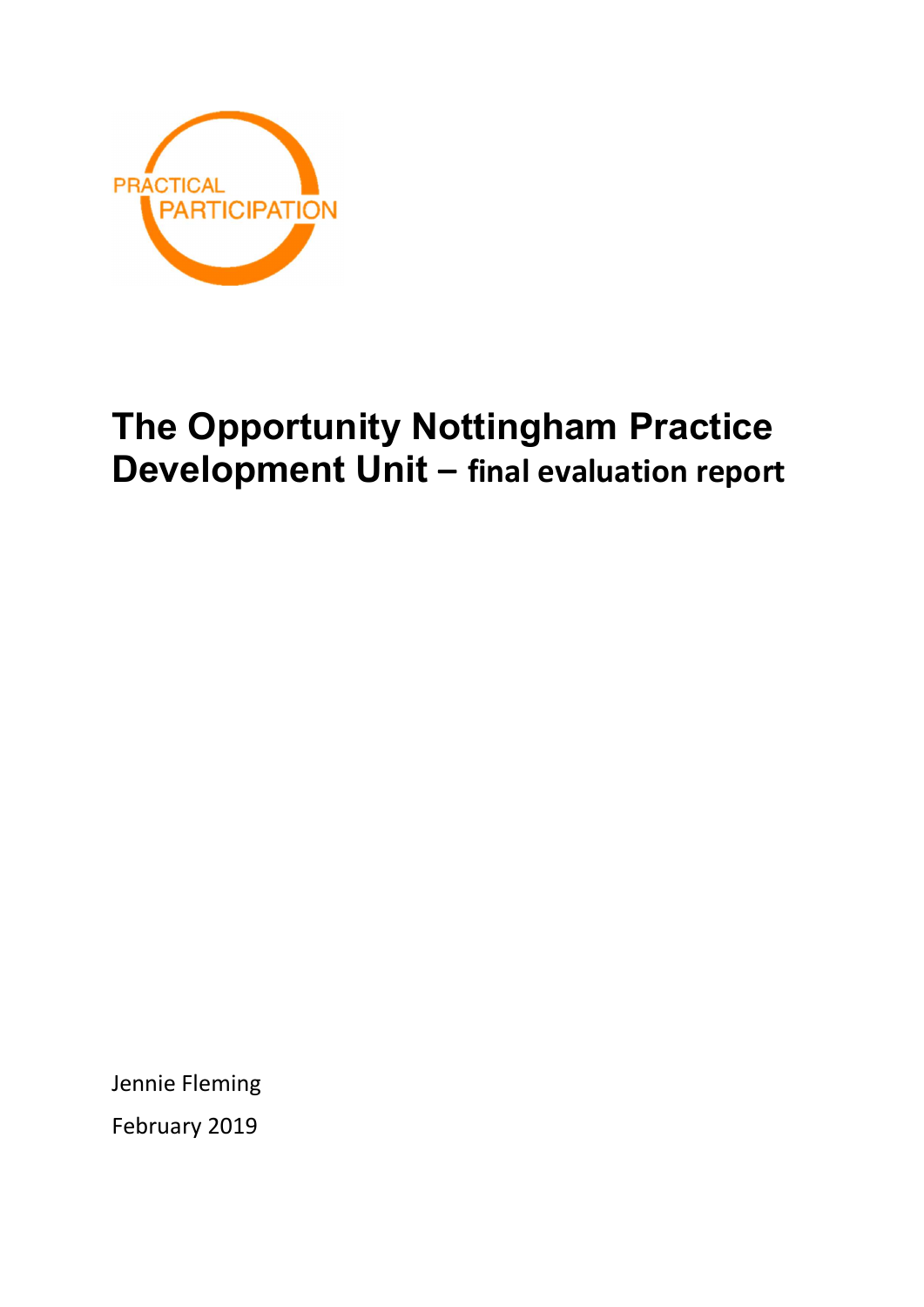PRACTICAL PARTICIPATION

# The Opportunity Nottingham Practice Development Unit – final evaluation report

Jennie Fleming

February 2019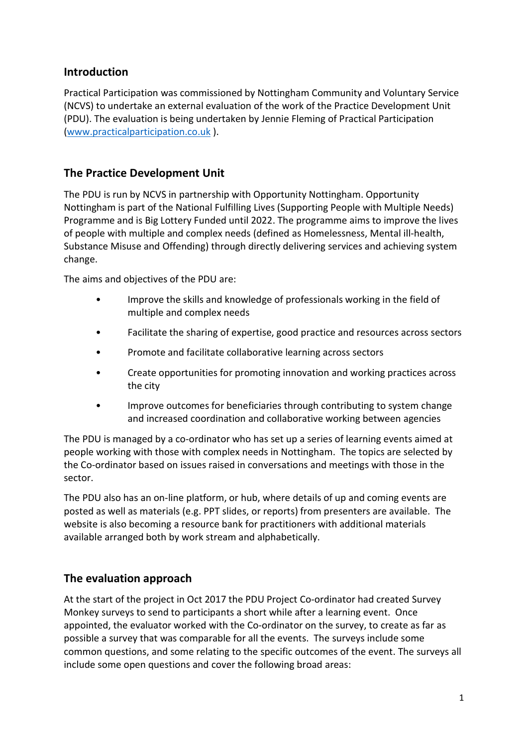## Introduction

Practical Participation was commissioned by Nottingham Community and Voluntary Service (NCVS) to undertake an external evaluation of the work of the Practice Development Unit (PDU). The evaluation is being undertaken by Jennie Fleming of Practical Participation ([www.practicalparticipation.co.uk](www.practicalparticipation.co.uk) ).

## The Practice Development Unit

The PDU is run by NCVS in partnership with Opportunity Nottingham. Opportunity Nottingham is part of the National Fulfilling Lives (Supporting People with Multiple Needs) Programme and is Big Lottery Funded until 2022. The programme aims to improve the lives of people with multiple and complex needs (defined as Homelessness, Mental ill-health, Substance Misuse and Offending) through directly delivering services and achieving system change.

The aims and objectives of the PDU are:

- Improve the skills and knowledge of professionals working in the field of multiple and complex needs
- Facilitate the sharing of expertise, good practice and resources across sectors
- Promote and facilitate collaborative learning across sectors
- Create opportunities for promoting innovation and working practices across the city
- Improve outcomes for beneficiaries through contributing to system change and increased coordination and collaborative working between agencies

The PDU is managed by a co-ordinator who has set up a series of learning events aimed at people working with those with complex needs in Nottingham. The topics are selected by the Co-ordinator based on issues raised in conversations and meetings with those in the sector.

The PDU also has an on-line platform, or hub, where details of up and coming events are posted as well as materials (e.g. PPT slides, or reports) from presenters are available. The website is also becoming a resource bank for practitioners with additional materials available arranged both by work stream and alphabetically.

## The evaluation approach

At the start of the project in Oct 2017 the PDU Project Co-ordinator had created Survey Monkey surveys to send to participants a short while after a learning event. Once appointed, the evaluator worked with the Co-ordinator on the survey, to create as far as possible a survey that was comparable for all the events. The surveys include some common questions, and some relating to the specific outcomes of the event. The surveys all include some open questions and cover the following broad areas: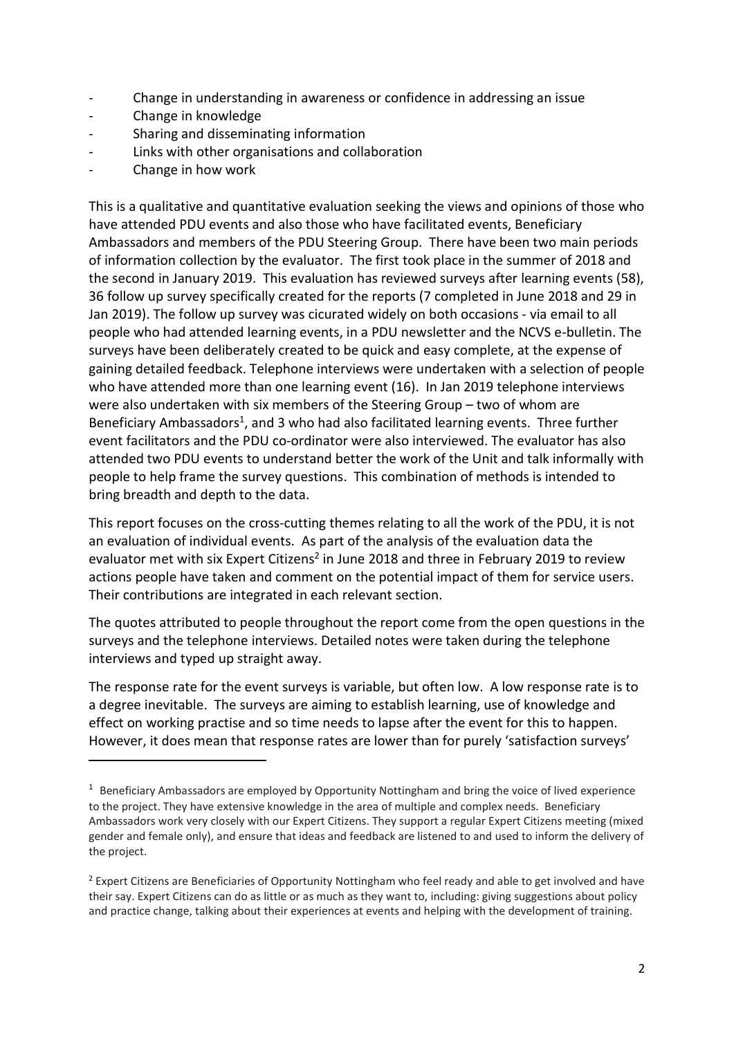- Change in understanding in awareness or confidence in addressing an issue
- Change in knowledge
- Sharing and disseminating information
- Links with other organisations and collaboration
- Change in how work

This is a qualitative and quantitative evaluation seeking the views and opinions of those who have attended PDU events and also those who have facilitated events, Beneficiary Ambassadors and members of the PDU Steering Group. There have been two main periods of information collection by the evaluator. The first took place in the summer of 2018 and the second in January 2019. This evaluation has reviewed surveys after learning events (58), 36 follow up survey specifically created for the reports (7 completed in June 2018 and 29 in Jan 2019). The follow up survey was cicurated widely on both occasions - via email to all people who had attended learning events, in a PDU newsletter and the NCVS e-bulletin. The surveys have been deliberately created to be quick and easy complete, at the expense of gaining detailed feedback. Telephone interviews were undertaken with a selection of people who have attended more than one learning event (16). In Jan 2019 telephone interviews were also undertaken with six members of the Steering Group – two of whom are Beneficiary Ambassadors[1], and 3 who had also facilitated learning events. Three further event facilitators and the PDU co-ordinator were also interviewed. The evaluator has also attended two PDU events to understand better the work of the Unit and talk informally with people to help frame the survey questions. This combination of methods is intended to bring breadth and depth to the data.

This report focuses on the cross-cutting themes relating to all the work of the PDU, it is not an evaluation of individual events. As part of the analysis of the evaluation data the evaluator met with six Expert Citizens[2] in June 2018 and three in February 2019 to review actions people have taken and comment on the potential impact of them for service users. Their contributions are integrated in each relevant section.

The quotes attributed to people throughout the report come from the open questions in the surveys and the telephone interviews. Detailed notes were taken during the telephone interviews and typed up straight away.

The response rate for the event surveys is variable, but often low. A low response rate is to a degree inevitable. The surveys are aiming to establish learning, use of knowledge and effect on working practise and so time needs to lapse after the event for this to happen. However, it does mean that response rates are lower than for purely 'satisfaction surveys'

---

[1] Beneficiary Ambassadors are employed by Opportunity Nottingham and bring the voice of lived experience to the project. They have extensive knowledge in the area of multiple and complex needs. Beneficiary Ambassadors work very closely with our Expert Citizens. They support a regular Expert Citizens meeting (mixed gender and female only), and ensure that ideas and feedback are listened to and used to inform the delivery of the project.

[2] Expert Citizens are Beneficiaries of Opportunity Nottingham who feel ready and able to get involved and have their say. Expert Citizens can do as little or as much as they want to, including: giving suggestions about policy and practice change, talking about their experiences at events and helping with the development of training.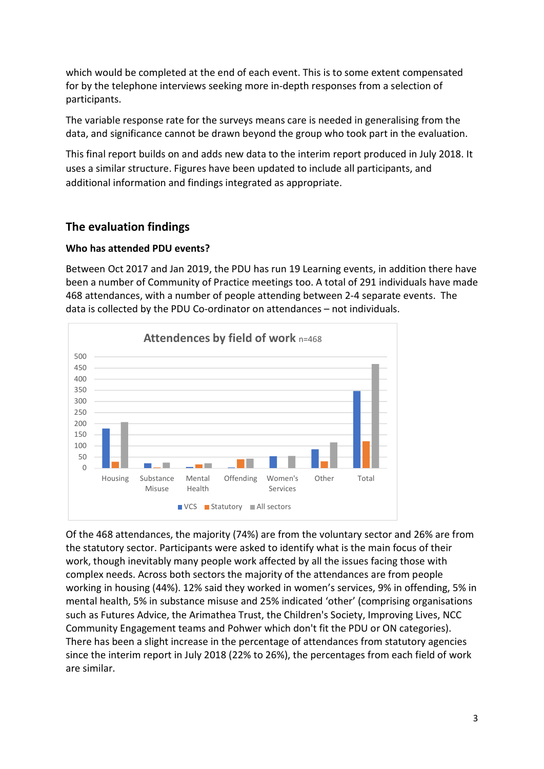which would be completed at the end of each event. This is to some extent compensated for by the telephone interviews seeking more in-depth responses from a selection of participants.

The variable response rate for the surveys means care is needed in generalising from the data, and significance cannot be drawn beyond the group who took part in the evaluation.

This final report builds on and adds new data to the interim report produced in July 2018. It uses a similar structure. Figures have been updated to include all participants, and additional information and findings integrated as appropriate.

## The evaluation findings

### Who has attended PDU events?

Between Oct 2017 and Jan 2019, the PDU has run 19 Learning events, in addition there have been a number of Community of Practice meetings too. A total of 291 individuals have made 468 attendances, with a number of people attending between 2-4 separate events. The data is collected by the PDU Co-ordinator on attendances – not individuals.

Attendances by field of work n=468

Of the 468 attendances, the majority (74%) are from the voluntary sector and 26% are from the statutory sector. Participants were asked to identify what is the main focus of their work, though inevitably many people work affected by all the issues facing those with complex needs. Across both sectors the majority of the attendances are from people working in housing (44%). 12% said they worked in women's services, 9% in offending, 5% in mental health, 5% in substance misuse and 25% indicated 'other' (comprising organisations such as Futures Advice, the Arimathea Trust, the Children's Society, Improving Lives, NCC Community Engagement teams and Pohwer which don't fit the PDU or ON categories). There has been a slight increase in the percentage of attendances from statutory agencies since the interim report in July 2018 (22% to 26%), the percentages from each field of work are similar.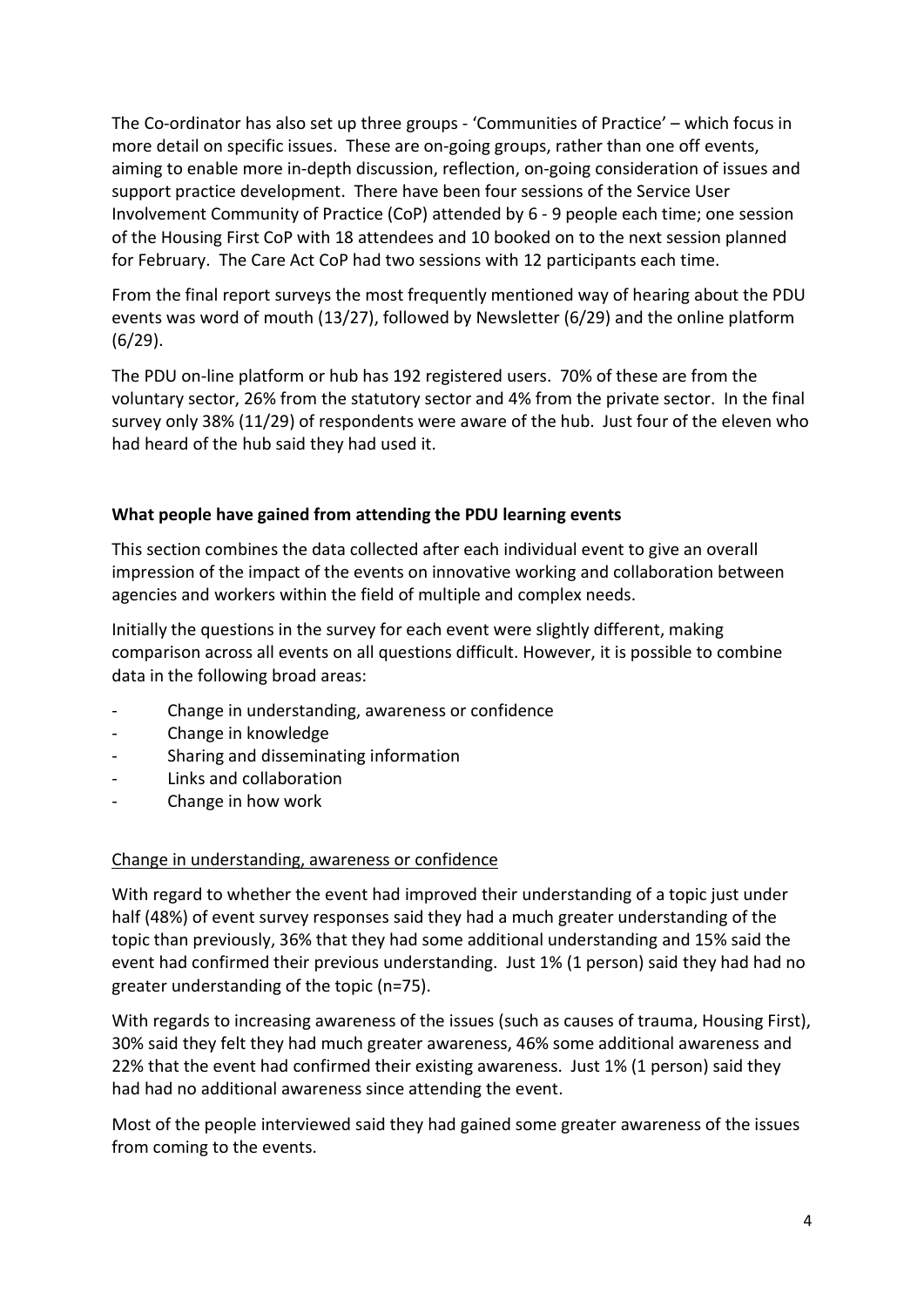The Co-ordinator has also set up three groups - 'Communities of Practice' – which focus in more detail on specific issues. These are on-going groups, rather than one off events, aiming to enable more in-depth discussion, reflection, on-going consideration of issues and support practice development. There have been four sessions of the Service User Involvement Community of Practice (CoP) attended by 6 - 9 people each time; one session of the Housing First CoP with 18 attendees and 10 booked on to the next session planned for February. The Care Act CoP had two sessions with 12 participants each time.

From the final report surveys the most frequently mentioned way of hearing about the PDU events was word of mouth (13/27), followed by Newsletter (6/29) and the online platform (6/29).

The PDU on-line platform or hub has 192 registered users. 70% of these are from the voluntary sector, 26% from the statutory sector and 4% from the private sector. In the final survey only 38% (11/29) of respondents were aware of the hub. Just four of the eleven who had heard of the hub said they had used it.

**What people have gained from attending the PDU learning events**

This section combines the data collected after each individual event to give an overall impression of the impact of the events on innovative working and collaboration between agencies and workers within the field of multiple and complex needs.

Initially the questions in the survey for each event were slightly different, making comparison across all events on all questions difficult. However, it is possible to combine data in the following broad areas:

- Change in understanding, awareness or confidence
- Change in knowledge
- Sharing and disseminating information
- Links and collaboration
- Change in how work

<u>Change in understanding, awareness or confidence</u>

With regard to whether the event had improved their understanding of a topic just under half (48%) of event survey responses said they had a much greater understanding of the topic than previously, 36% that they had some additional understanding and 15% said the event had confirmed their previous understanding. Just 1% (1 person) said they had had no greater understanding of the topic (n=75).

With regards to increasing awareness of the issues (such as causes of trauma, Housing First), 30% said they felt they had much greater awareness, 46% some additional awareness and 22% that the event had confirmed their existing awareness. Just 1% (1 person) said they had had no additional awareness since attending the event.

Most of the people interviewed said they had gained some greater awareness of the issues from coming to the events.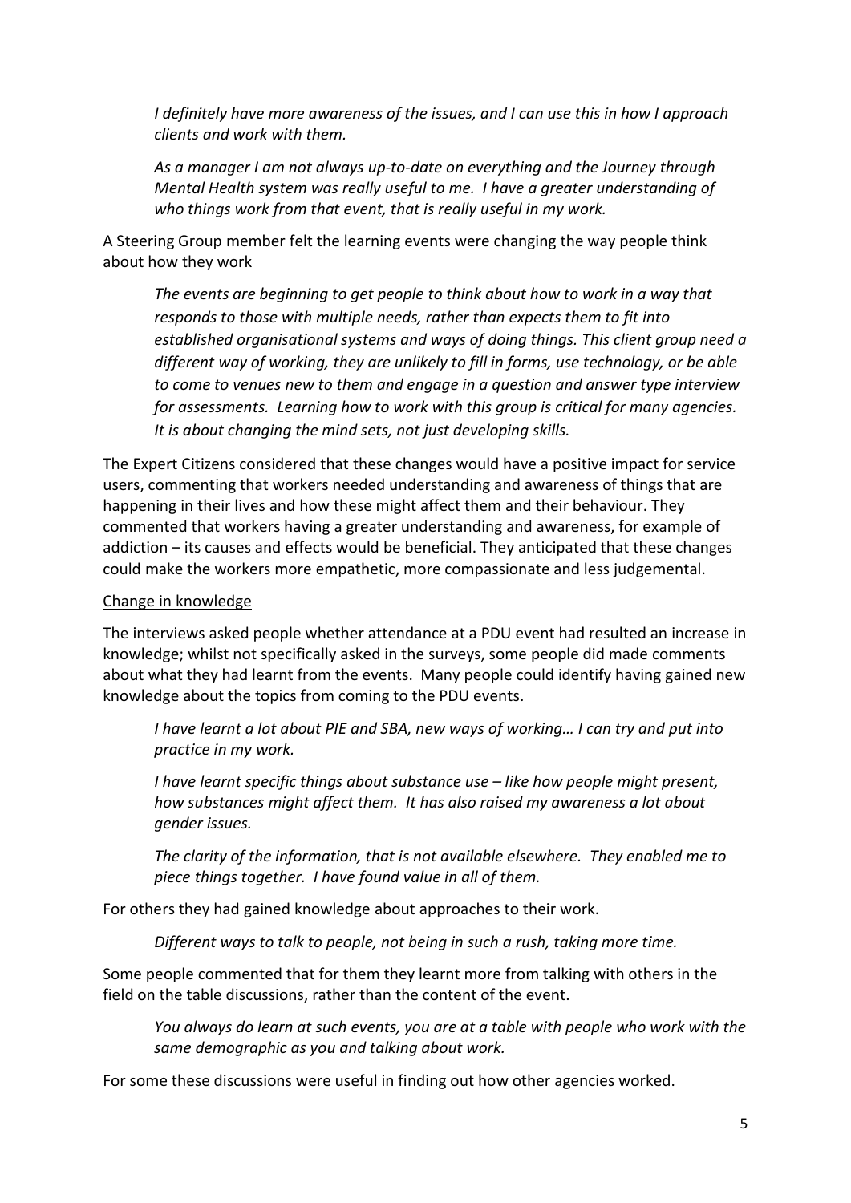*I definitely have more awareness of the issues, and I can use this in how I approach clients and work with them.*

*As a manager I am not always up-to-date on everything and the Journey through Mental Health system was really useful to me. I have a greater understanding of who things work from that event, that is really useful in my work.*

A Steering Group member felt the learning events were changing the way people think about how they work

*The events are beginning to get people to think about how to work in a way that responds to those with multiple needs, rather than expects them to fit into established organisational systems and ways of doing things. This client group need a different way of working, they are unlikely to fill in forms, use technology, or be able to come to venues new to them and engage in a question and answer type interview for assessments. Learning how to work with this group is critical for many agencies. It is about changing the mind sets, not just developing skills.*

The Expert Citizens considered that these changes would have a positive impact for service users, commenting that workers needed understanding and awareness of things that are happening in their lives and how these might affect them and their behaviour. They commented that workers having a greater understanding and awareness, for example of addiction – its causes and effects would be beneficial. They anticipated that these changes could make the workers more empathetic, more compassionate and less judgemental.

<u>Change in knowledge</u>

The interviews asked people whether attendance at a PDU event had resulted an increase in knowledge; whilst not specifically asked in the surveys, some people did made comments about what they had learnt from the events. Many people could identify having gained new knowledge about the topics from coming to the PDU events.

*I have learnt a lot about PIE and SBA, new ways of working… I can try and put into practice in my work.*

*I have learnt specific things about substance use – like how people might present, how substances might affect them. It has also raised my awareness a lot about gender issues.*

*The clarity of the information, that is not available elsewhere. They enabled me to piece things together. I have found value in all of them.*

For others they had gained knowledge about approaches to their work.

*Different ways to talk to people, not being in such a rush, taking more time.*

Some people commented that for them they learnt more from talking with others in the field on the table discussions, rather than the content of the event.

*You always do learn at such events, you are at a table with people who work with the same demographic as you and talking about work.*

For some these discussions were useful in finding out how other agencies worked.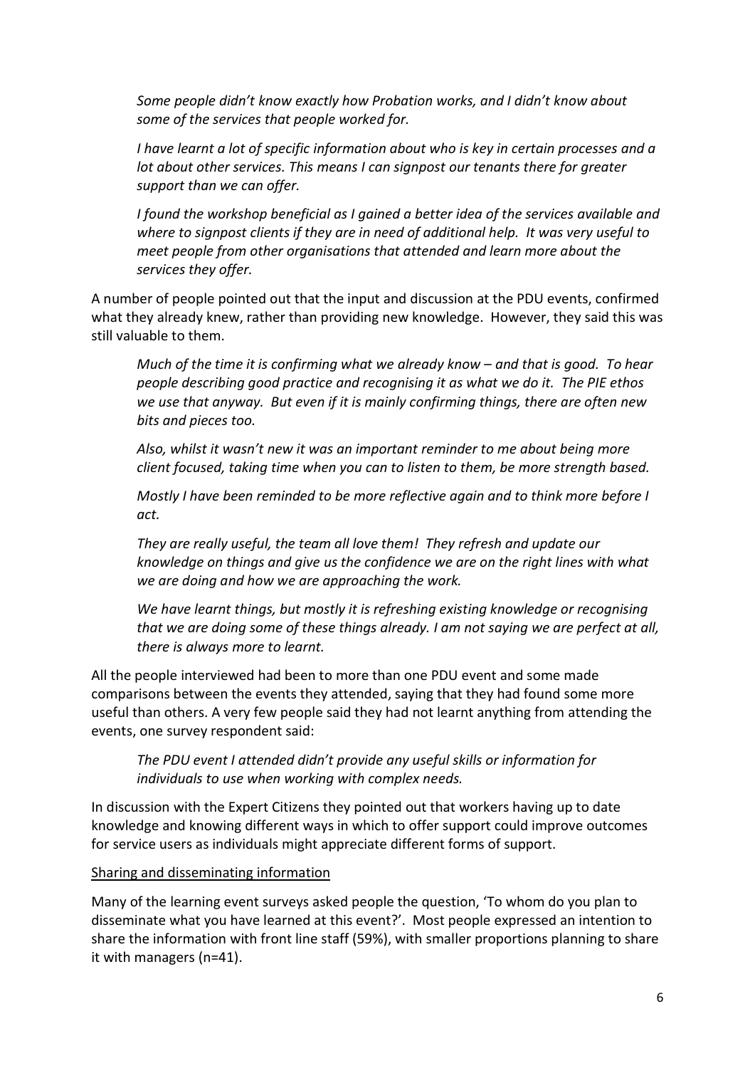*Some people didn't know exactly how Probation works, and I didn't know about some of the services that people worked for.*

*I have learnt a lot of specific information about who is key in certain processes and a lot about other services. This means I can signpost our tenants there for greater support than we can offer.*

*I found the workshop beneficial as I gained a better idea of the services available and where to signpost clients if they are in need of additional help. It was very useful to meet people from other organisations that attended and learn more about the services they offer.*

A number of people pointed out that the input and discussion at the PDU events, confirmed what they already knew, rather than providing new knowledge. However, they said this was still valuable to them.

*Much of the time it is confirming what we already know – and that is good. To hear people describing good practice and recognising it as what we do it. The PIE ethos we use that anyway. But even if it is mainly confirming things, there are often new bits and pieces too.*

*Also, whilst it wasn't new it was an important reminder to me about being more client focused, taking time when you can to listen to them, be more strength based.*

*Mostly I have been reminded to be more reflective again and to think more before I act.*

*They are really useful, the team all love them! They refresh and update our knowledge on things and give us the confidence we are on the right lines with what we are doing and how we are approaching the work.*

*We have learnt things, but mostly it is refreshing existing knowledge or recognising that we are doing some of these things already. I am not saying we are perfect at all, there is always more to learnt.*

All the people interviewed had been to more than one PDU event and some made comparisons between the events they attended, saying that they had found some more useful than others. A very few people said they had not learnt anything from attending the events, one survey respondent said:

*The PDU event I attended didn't provide any useful skills or information for individuals to use when working with complex needs.*

In discussion with the Expert Citizens they pointed out that workers having up to date knowledge and knowing different ways in which to offer support could improve outcomes for service users as individuals might appreciate different forms of support.

<u>Sharing and disseminating information</u>

Many of the learning event surveys asked people the question, 'To whom do you plan to disseminate what you have learned at this event?'. Most people expressed an intention to share the information with front line staff (59%), with smaller proportions planning to share it with managers (n=41).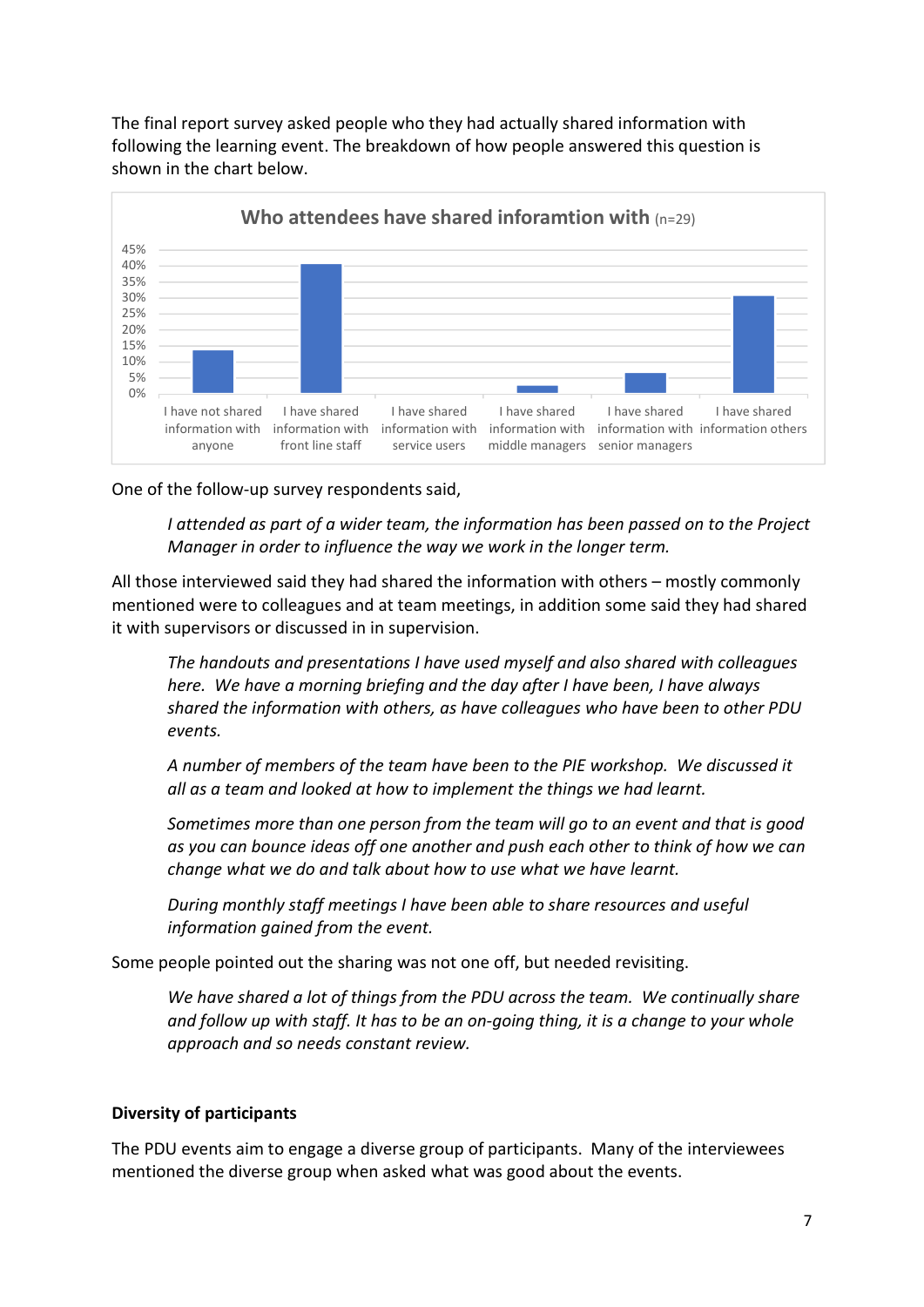The final report survey asked people who they had actually shared information with following the learning event. The breakdown of how people answered this question is shown in the chart below.

**Who attendees have shared inforamtion with** (n=29)

| | I have not shared information with anyone | I have shared information with front line staff | I have shared information with service users | I have shared information with middle managers | I have shared information with senior managers | I have shared information others |
|---|---|---|---|---|---|---|
| % | ~14% | ~41% | 0% | ~2% | ~6% | ~31% |

One of the follow-up survey respondents said,

> *I attended as part of a wider team, the information has been passed on to the Project Manager in order to influence the way we work in the longer term.*

All those interviewed said they had shared the information with others – mostly commonly mentioned were to colleagues and at team meetings, in addition some said they had shared it with supervisors or discussed in in supervision.

> *The handouts and presentations I have used myself and also shared with colleagues here. We have a morning briefing and the day after I have been, I have always shared the information with others, as have colleagues who have been to other PDU events.*

> *A number of members of the team have been to the PIE workshop. We discussed it all as a team and looked at how to implement the things we had learnt.*

> *Sometimes more than one person from the team will go to an event and that is good as you can bounce ideas off one another and push each other to think of how we can change what we do and talk about how to use what we have learnt.*

> *During monthly staff meetings I have been able to share resources and useful information gained from the event.*

Some people pointed out the sharing was not one off, but needed revisiting.

> *We have shared a lot of things from the PDU across the team. We continually share and follow up with staff. It has to be an on-going thing, it is a change to your whole approach and so needs constant review.*

**Diversity of participants**

The PDU events aim to engage a diverse group of participants. Many of the interviewees mentioned the diverse group when asked what was good about the events.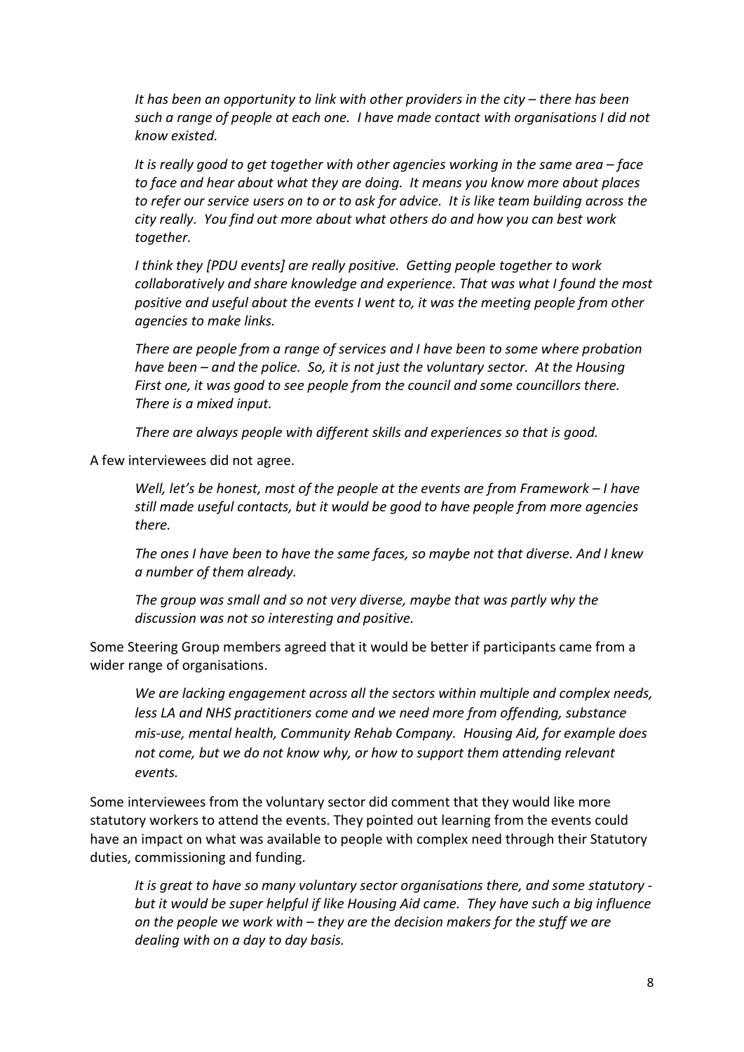*It has been an opportunity to link with other providers in the city – there has been such a range of people at each one. I have made contact with organisations I did not know existed.*

*It is really good to get together with other agencies working in the same area – face to face and hear about what they are doing. It means you know more about places to refer our service users on to or to ask for advice. It is like team building across the city really. You find out more about what others do and how you can best work together.*

*I think they [PDU events] are really positive. Getting people together to work collaboratively and share knowledge and experience. That was what I found the most positive and useful about the events I went to, it was the meeting people from other agencies to make links.*

*There are people from a range of services and I have been to some where probation have been – and the police. So, it is not just the voluntary sector. At the Housing First one, it was good to see people from the council and some councillors there. There is a mixed input.*

*There are always people with different skills and experiences so that is good.*

A few interviewees did not agree.

*Well, let's be honest, most of the people at the events are from Framework – I have still made useful contacts, but it would be good to have people from more agencies there.*

*The ones I have been to have the same faces, so maybe not that diverse. And I knew a number of them already.*

*The group was small and so not very diverse, maybe that was partly why the discussion was not so interesting and positive.*

Some Steering Group members agreed that it would be better if participants came from a wider range of organisations.

*We are lacking engagement across all the sectors within multiple and complex needs, less LA and NHS practitioners come and we need more from offending, substance mis-use, mental health, Community Rehab Company. Housing Aid, for example does not come, but we do not know why, or how to support them attending relevant events.*

Some interviewees from the voluntary sector did comment that they would like more statutory workers to attend the events. They pointed out learning from the events could have an impact on what was available to people with complex need through their Statutory duties, commissioning and funding.

*It is great to have so many voluntary sector organisations there, and some statutory - but it would be super helpful if like Housing Aid came. They have such a big influence on the people we work with – they are the decision makers for the stuff we are dealing with on a day to day basis.*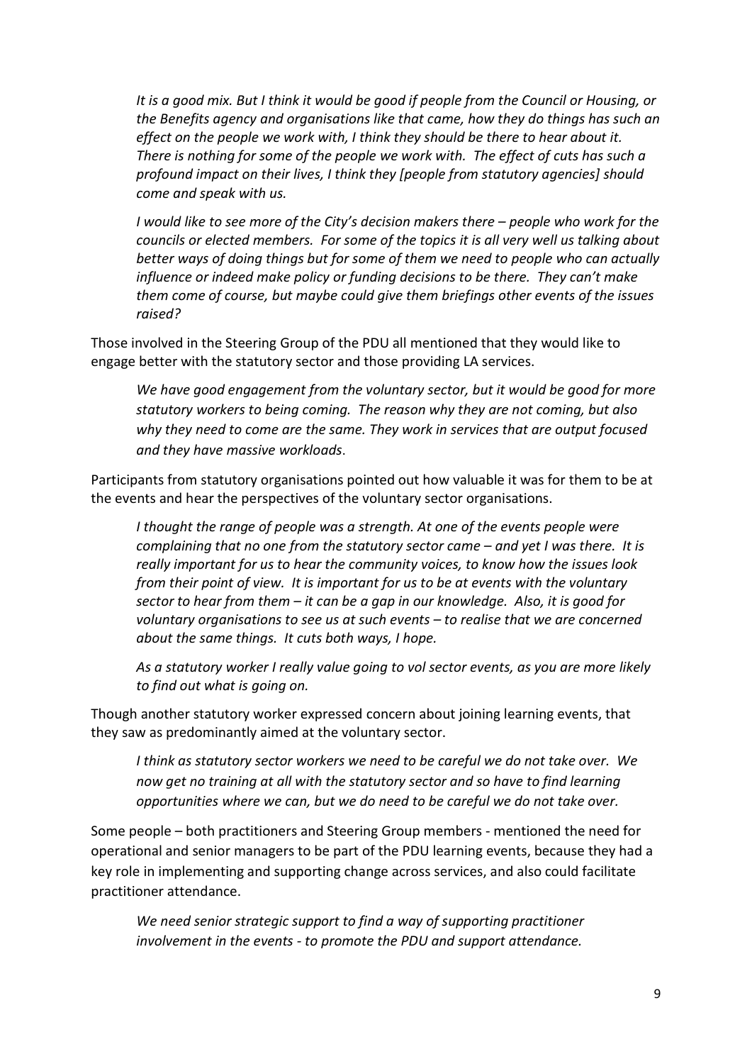*It is a good mix. But I think it would be good if people from the Council or Housing, or the Benefits agency and organisations like that came, how they do things has such an effect on the people we work with, I think they should be there to hear about it. There is nothing for some of the people we work with. The effect of cuts has such a profound impact on their lives, I think they [people from statutory agencies] should come and speak with us.*

*I would like to see more of the City's decision makers there – people who work for the councils or elected members. For some of the topics it is all very well us talking about better ways of doing things but for some of them we need to people who can actually influence or indeed make policy or funding decisions to be there. They can't make them come of course, but maybe could give them briefings other events of the issues raised?*

Those involved in the Steering Group of the PDU all mentioned that they would like to engage better with the statutory sector and those providing LA services.

*We have good engagement from the voluntary sector, but it would be good for more statutory workers to being coming. The reason why they are not coming, but also why they need to come are the same. They work in services that are output focused and they have massive workloads.*

Participants from statutory organisations pointed out how valuable it was for them to be at the events and hear the perspectives of the voluntary sector organisations.

*I thought the range of people was a strength. At one of the events people were complaining that no one from the statutory sector came – and yet I was there. It is really important for us to hear the community voices, to know how the issues look from their point of view. It is important for us to be at events with the voluntary sector to hear from them – it can be a gap in our knowledge. Also, it is good for voluntary organisations to see us at such events – to realise that we are concerned about the same things. It cuts both ways, I hope.*

*As a statutory worker I really value going to vol sector events, as you are more likely to find out what is going on.*

Though another statutory worker expressed concern about joining learning events, that they saw as predominantly aimed at the voluntary sector.

*I think as statutory sector workers we need to be careful we do not take over. We now get no training at all with the statutory sector and so have to find learning opportunities where we can, but we do need to be careful we do not take over.*

Some people – both practitioners and Steering Group members - mentioned the need for operational and senior managers to be part of the PDU learning events, because they had a key role in implementing and supporting change across services, and also could facilitate practitioner attendance.

*We need senior strategic support to find a way of supporting practitioner involvement in the events - to promote the PDU and support attendance.*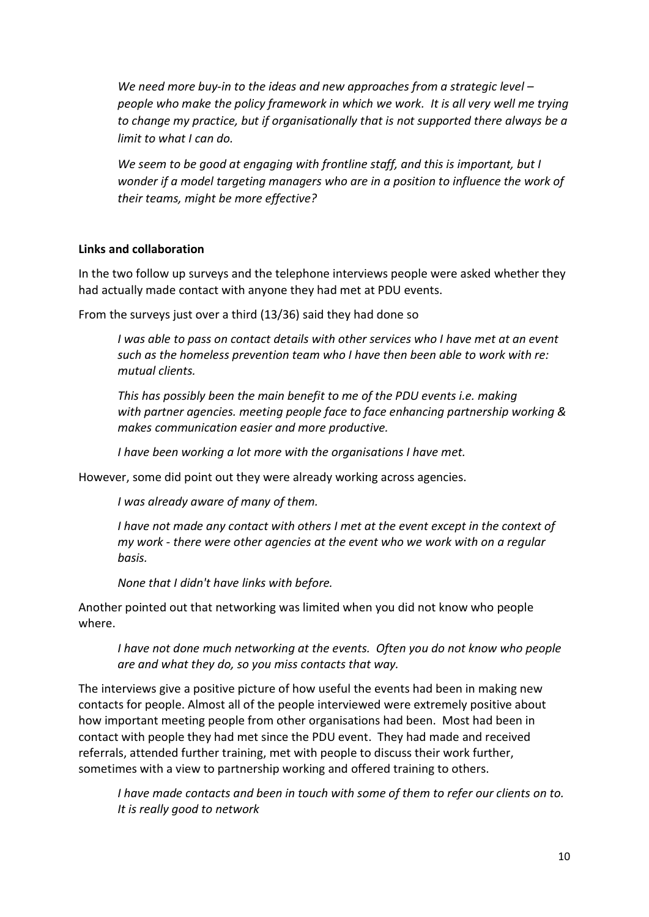*We need more buy-in to the ideas and new approaches from a strategic level – people who make the policy framework in which we work. It is all very well me trying to change my practice, but if organisationally that is not supported there always be a limit to what I can do.*

*We seem to be good at engaging with frontline staff, and this is important, but I wonder if a model targeting managers who are in a position to influence the work of their teams, might be more effective?*

**Links and collaboration**

In the two follow up surveys and the telephone interviews people were asked whether they had actually made contact with anyone they had met at PDU events.

From the surveys just over a third (13/36) said they had done so

*I was able to pass on contact details with other services who I have met at an event such as the homeless prevention team who I have then been able to work with re: mutual clients.*

*This has possibly been the main benefit to me of the PDU events i.e. making with partner agencies. meeting people face to face enhancing partnership working & makes communication easier and more productive.*

*I have been working a lot more with the organisations I have met.*

However, some did point out they were already working across agencies.

*I was already aware of many of them.*

*I have not made any contact with others I met at the event except in the context of my work - there were other agencies at the event who we work with on a regular basis.*

*None that I didn't have links with before.*

Another pointed out that networking was limited when you did not know who people where.

*I have not done much networking at the events. Often you do not know who people are and what they do, so you miss contacts that way.*

The interviews give a positive picture of how useful the events had been in making new contacts for people. Almost all of the people interviewed were extremely positive about how important meeting people from other organisations had been. Most had been in contact with people they had met since the PDU event. They had made and received referrals, attended further training, met with people to discuss their work further, sometimes with a view to partnership working and offered training to others.

*I have made contacts and been in touch with some of them to refer our clients on to. It is really good to network*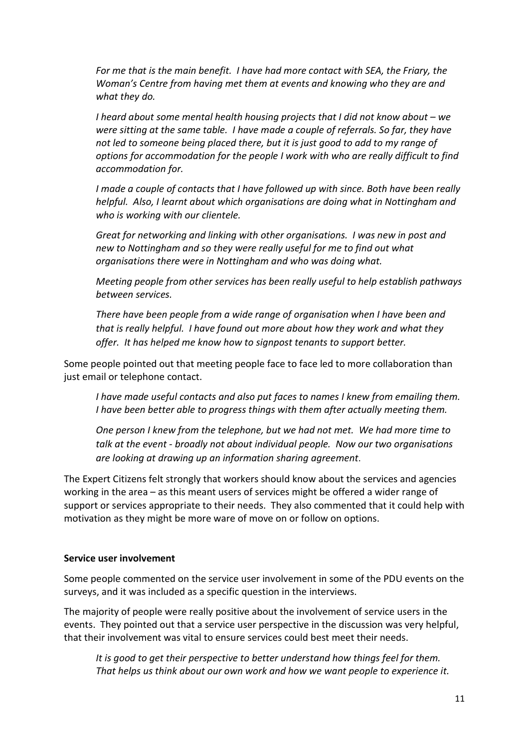*For me that is the main benefit. I have had more contact with SEA, the Friary, the Woman's Centre from having met them at events and knowing who they are and what they do.*

*I heard about some mental health housing projects that I did not know about – we were sitting at the same table. I have made a couple of referrals. So far, they have not led to someone being placed there, but it is just good to add to my range of options for accommodation for the people I work with who are really difficult to find accommodation for.*

*I made a couple of contacts that I have followed up with since. Both have been really helpful. Also, I learnt about which organisations are doing what in Nottingham and who is working with our clientele.*

*Great for networking and linking with other organisations. I was new in post and new to Nottingham and so they were really useful for me to find out what organisations there were in Nottingham and who was doing what.*

*Meeting people from other services has been really useful to help establish pathways between services.*

*There have been people from a wide range of organisation when I have been and that is really helpful. I have found out more about how they work and what they offer. It has helped me know how to signpost tenants to support better.*

Some people pointed out that meeting people face to face led to more collaboration than just email or telephone contact.

*I have made useful contacts and also put faces to names I knew from emailing them. I have been better able to progress things with them after actually meeting them.*

*One person I knew from the telephone, but we had not met. We had more time to talk at the event - broadly not about individual people. Now our two organisations are looking at drawing up an information sharing agreement.*

The Expert Citizens felt strongly that workers should know about the services and agencies working in the area – as this meant users of services might be offered a wider range of support or services appropriate to their needs. They also commented that it could help with motivation as they might be more ware of move on or follow on options.

**Service user involvement**

Some people commented on the service user involvement in some of the PDU events on the surveys, and it was included as a specific question in the interviews.

The majority of people were really positive about the involvement of service users in the events. They pointed out that a service user perspective in the discussion was very helpful, that their involvement was vital to ensure services could best meet their needs.

*It is good to get their perspective to better understand how things feel for them. That helps us think about our own work and how we want people to experience it.*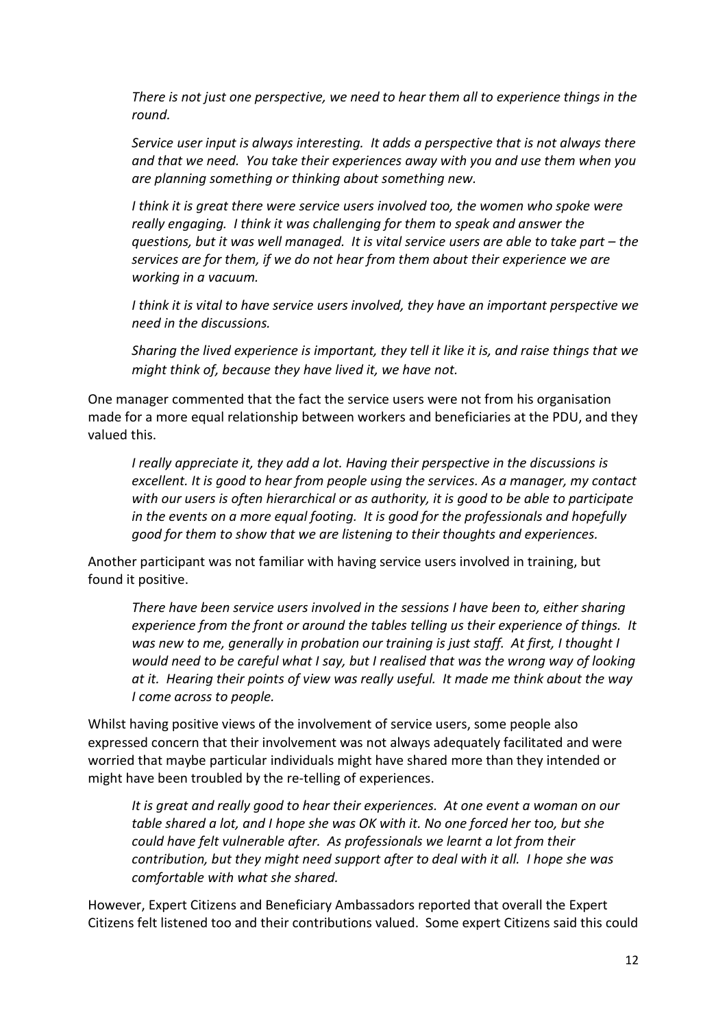*There is not just one perspective, we need to hear them all to experience things in the round.*

*Service user input is always interesting. It adds a perspective that is not always there and that we need. You take their experiences away with you and use them when you are planning something or thinking about something new.*

*I think it is great there were service users involved too, the women who spoke were really engaging. I think it was challenging for them to speak and answer the questions, but it was well managed. It is vital service users are able to take part – the services are for them, if we do not hear from them about their experience we are working in a vacuum.*

*I think it is vital to have service users involved, they have an important perspective we need in the discussions.*

*Sharing the lived experience is important, they tell it like it is, and raise things that we might think of, because they have lived it, we have not.*

One manager commented that the fact the service users were not from his organisation made for a more equal relationship between workers and beneficiaries at the PDU, and they valued this.

*I really appreciate it, they add a lot. Having their perspective in the discussions is excellent. It is good to hear from people using the services. As a manager, my contact with our users is often hierarchical or as authority, it is good to be able to participate in the events on a more equal footing. It is good for the professionals and hopefully good for them to show that we are listening to their thoughts and experiences.*

Another participant was not familiar with having service users involved in training, but found it positive.

*There have been service users involved in the sessions I have been to, either sharing experience from the front or around the tables telling us their experience of things. It was new to me, generally in probation our training is just staff. At first, I thought I would need to be careful what I say, but I realised that was the wrong way of looking at it. Hearing their points of view was really useful. It made me think about the way I come across to people.*

Whilst having positive views of the involvement of service users, some people also expressed concern that their involvement was not always adequately facilitated and were worried that maybe particular individuals might have shared more than they intended or might have been troubled by the re-telling of experiences.

*It is great and really good to hear their experiences. At one event a woman on our table shared a lot, and I hope she was OK with it. No one forced her too, but she could have felt vulnerable after. As professionals we learnt a lot from their contribution, but they might need support after to deal with it all. I hope she was comfortable with what she shared.*

However, Expert Citizens and Beneficiary Ambassadors reported that overall the Expert Citizens felt listened too and their contributions valued. Some expert Citizens said this could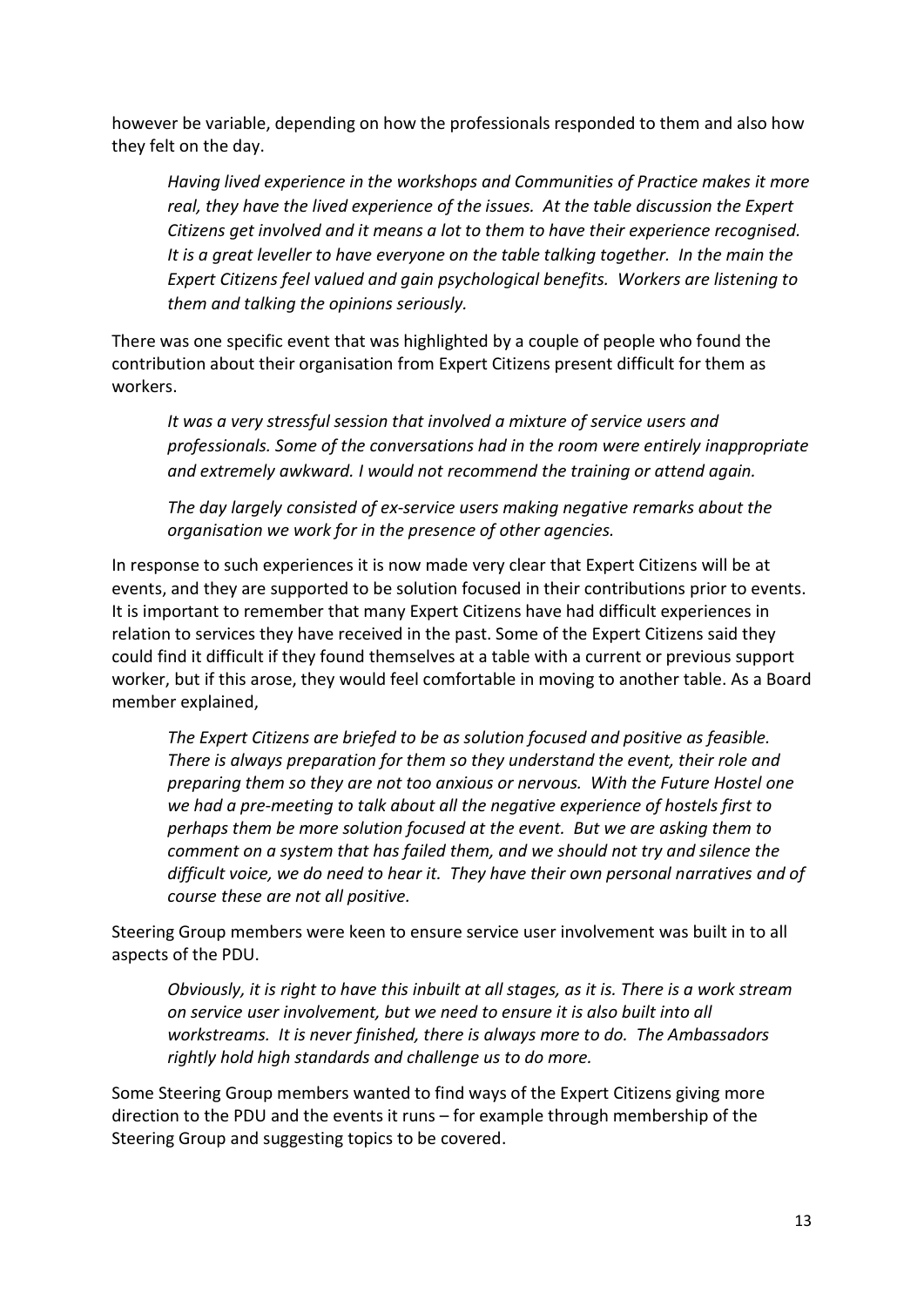however be variable, depending on how the professionals responded to them and also how they felt on the day.

> *Having lived experience in the workshops and Communities of Practice makes it more real, they have the lived experience of the issues. At the table discussion the Expert Citizens get involved and it means a lot to them to have their experience recognised. It is a great leveller to have everyone on the table talking together. In the main the Expert Citizens feel valued and gain psychological benefits. Workers are listening to them and talking the opinions seriously.*

There was one specific event that was highlighted by a couple of people who found the contribution about their organisation from Expert Citizens present difficult for them as workers.

> *It was a very stressful session that involved a mixture of service users and professionals. Some of the conversations had in the room were entirely inappropriate and extremely awkward. I would not recommend the training or attend again.*

> *The day largely consisted of ex-service users making negative remarks about the organisation we work for in the presence of other agencies.*

In response to such experiences it is now made very clear that Expert Citizens will be at events, and they are supported to be solution focused in their contributions prior to events. It is important to remember that many Expert Citizens have had difficult experiences in relation to services they have received in the past. Some of the Expert Citizens said they could find it difficult if they found themselves at a table with a current or previous support worker, but if this arose, they would feel comfortable in moving to another table. As a Board member explained,

> *The Expert Citizens are briefed to be as solution focused and positive as feasible. There is always preparation for them so they understand the event, their role and preparing them so they are not too anxious or nervous. With the Future Hostel one we had a pre-meeting to talk about all the negative experience of hostels first to perhaps them be more solution focused at the event. But we are asking them to comment on a system that has failed them, and we should not try and silence the difficult voice, we do need to hear it. They have their own personal narratives and of course these are not all positive.*

Steering Group members were keen to ensure service user involvement was built in to all aspects of the PDU.

> *Obviously, it is right to have this inbuilt at all stages, as it is. There is a work stream on service user involvement, but we need to ensure it is also built into all workstreams. It is never finished, there is always more to do. The Ambassadors rightly hold high standards and challenge us to do more.*

Some Steering Group members wanted to find ways of the Expert Citizens giving more direction to the PDU and the events it runs – for example through membership of the Steering Group and suggesting topics to be covered.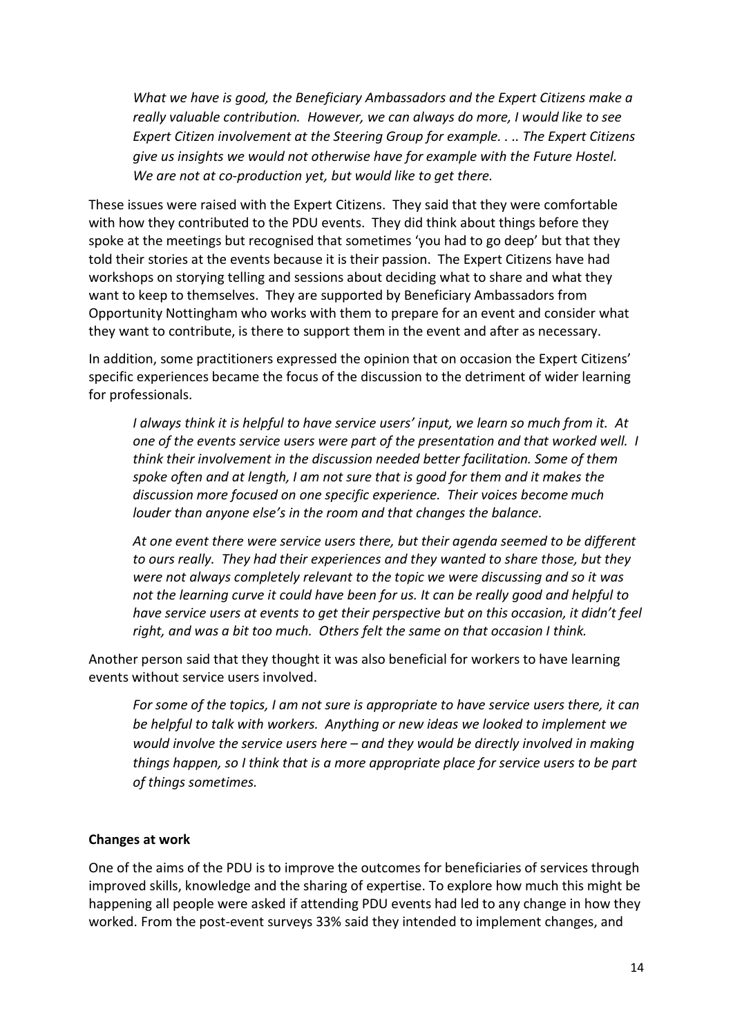*What we have is good, the Beneficiary Ambassadors and the Expert Citizens make a really valuable contribution. However, we can always do more, I would like to see Expert Citizen involvement at the Steering Group for example. . .. The Expert Citizens give us insights we would not otherwise have for example with the Future Hostel. We are not at co-production yet, but would like to get there.*

These issues were raised with the Expert Citizens. They said that they were comfortable with how they contributed to the PDU events. They did think about things before they spoke at the meetings but recognised that sometimes 'you had to go deep' but that they told their stories at the events because it is their passion. The Expert Citizens have had workshops on storying telling and sessions about deciding what to share and what they want to keep to themselves. They are supported by Beneficiary Ambassadors from Opportunity Nottingham who works with them to prepare for an event and consider what they want to contribute, is there to support them in the event and after as necessary.

In addition, some practitioners expressed the opinion that on occasion the Expert Citizens' specific experiences became the focus of the discussion to the detriment of wider learning for professionals.

*I always think it is helpful to have service users' input, we learn so much from it. At one of the events service users were part of the presentation and that worked well. I think their involvement in the discussion needed better facilitation. Some of them spoke often and at length, I am not sure that is good for them and it makes the discussion more focused on one specific experience. Their voices become much louder than anyone else's in the room and that changes the balance.*

*At one event there were service users there, but their agenda seemed to be different to ours really. They had their experiences and they wanted to share those, but they were not always completely relevant to the topic we were discussing and so it was not the learning curve it could have been for us. It can be really good and helpful to have service users at events to get their perspective but on this occasion, it didn't feel right, and was a bit too much. Others felt the same on that occasion I think.*

Another person said that they thought it was also beneficial for workers to have learning events without service users involved.

*For some of the topics, I am not sure is appropriate to have service users there, it can be helpful to talk with workers. Anything or new ideas we looked to implement we would involve the service users here – and they would be directly involved in making things happen, so I think that is a more appropriate place for service users to be part of things sometimes.*

**Changes at work**

One of the aims of the PDU is to improve the outcomes for beneficiaries of services through improved skills, knowledge and the sharing of expertise. To explore how much this might be happening all people were asked if attending PDU events had led to any change in how they worked. From the post-event surveys 33% said they intended to implement changes, and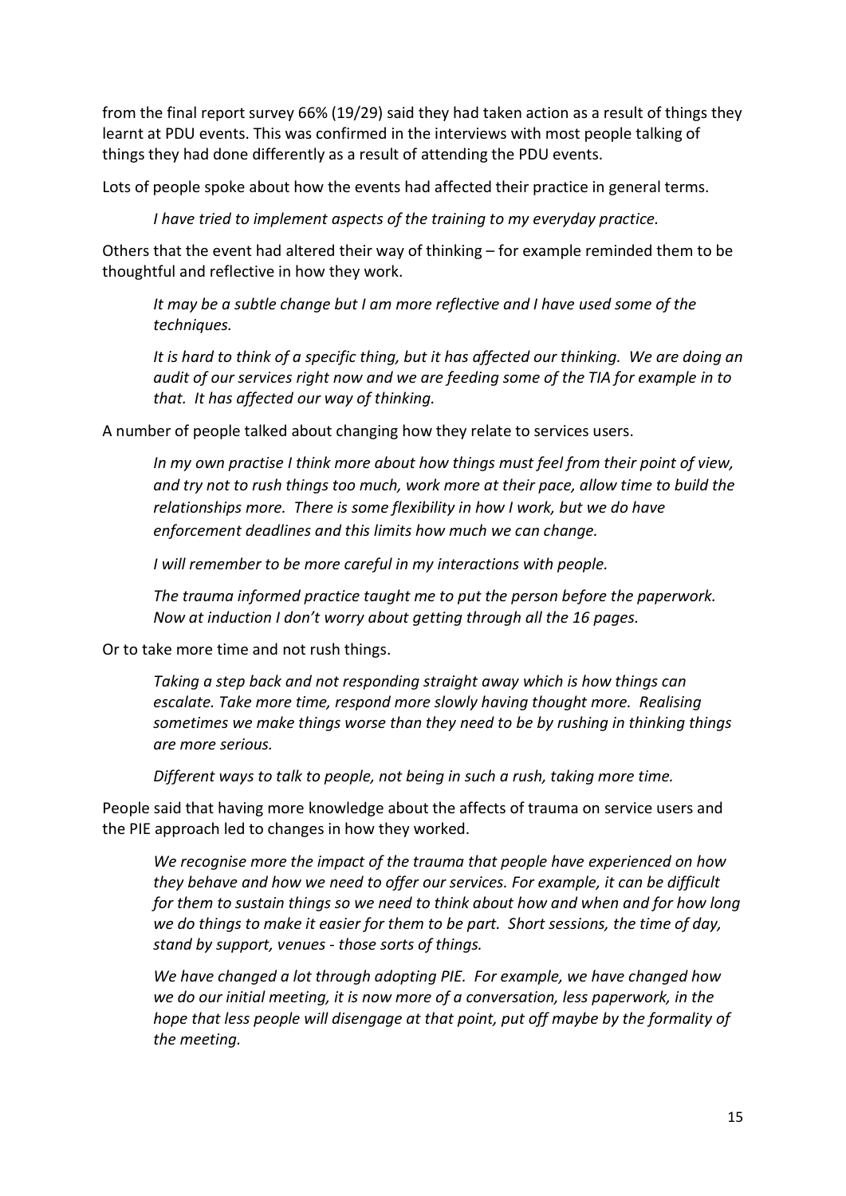from the final report survey 66% (19/29) said they had taken action as a result of things they learnt at PDU events. This was confirmed in the interviews with most people talking of things they had done differently as a result of attending the PDU events.

Lots of people spoke about how the events had affected their practice in general terms.

> *I have tried to implement aspects of the training to my everyday practice.*

Others that the event had altered their way of thinking – for example reminded them to be thoughtful and reflective in how they work.

> *It may be a subtle change but I am more reflective and I have used some of the techniques.*
>
> *It is hard to think of a specific thing, but it has affected our thinking. We are doing an audit of our services right now and we are feeding some of the TIA for example in to that. It has affected our way of thinking.*

A number of people talked about changing how they relate to services users.

> *In my own practise I think more about how things must feel from their point of view, and try not to rush things too much, work more at their pace, allow time to build the relationships more. There is some flexibility in how I work, but we do have enforcement deadlines and this limits how much we can change.*
>
> *I will remember to be more careful in my interactions with people.*
>
> *The trauma informed practice taught me to put the person before the paperwork. Now at induction I don't worry about getting through all the 16 pages.*

Or to take more time and not rush things.

> *Taking a step back and not responding straight away which is how things can escalate. Take more time, respond more slowly having thought more. Realising sometimes we make things worse than they need to be by rushing in thinking things are more serious.*
>
> *Different ways to talk to people, not being in such a rush, taking more time.*

People said that having more knowledge about the affects of trauma on service users and the PIE approach led to changes in how they worked.

> *We recognise more the impact of the trauma that people have experienced on how they behave and how we need to offer our services. For example, it can be difficult for them to sustain things so we need to think about how and when and for how long we do things to make it easier for them to be part. Short sessions, the time of day, stand by support, venues - those sorts of things.*
>
> *We have changed a lot through adopting PIE. For example, we have changed how we do our initial meeting, it is now more of a conversation, less paperwork, in the hope that less people will disengage at that point, put off maybe by the formality of the meeting.*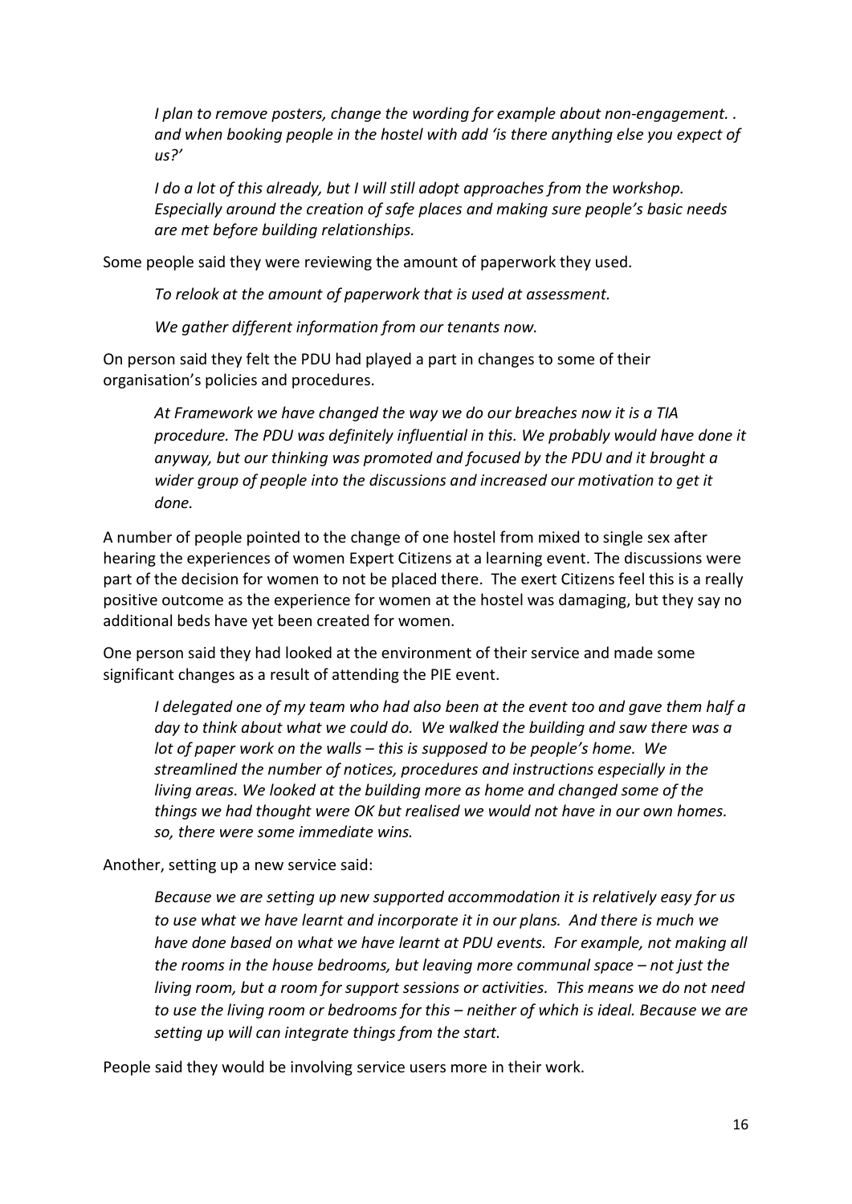*I plan to remove posters, change the wording for example about non-engagement. . and when booking people in the hostel with add 'is there anything else you expect of us?'*

*I do a lot of this already, but I will still adopt approaches from the workshop. Especially around the creation of safe places and making sure people's basic needs are met before building relationships.*

Some people said they were reviewing the amount of paperwork they used.

*To relook at the amount of paperwork that is used at assessment.*

*We gather different information from our tenants now.*

On person said they felt the PDU had played a part in changes to some of their organisation's policies and procedures.

*At Framework we have changed the way we do our breaches now it is a TIA procedure. The PDU was definitely influential in this. We probably would have done it anyway, but our thinking was promoted and focused by the PDU and it brought a wider group of people into the discussions and increased our motivation to get it done.*

A number of people pointed to the change of one hostel from mixed to single sex after hearing the experiences of women Expert Citizens at a learning event. The discussions were part of the decision for women to not be placed there. The exert Citizens feel this is a really positive outcome as the experience for women at the hostel was damaging, but they say no additional beds have yet been created for women.

One person said they had looked at the environment of their service and made some significant changes as a result of attending the PIE event.

*I delegated one of my team who had also been at the event too and gave them half a day to think about what we could do. We walked the building and saw there was a lot of paper work on the walls – this is supposed to be people's home. We streamlined the number of notices, procedures and instructions especially in the living areas. We looked at the building more as home and changed some of the things we had thought were OK but realised we would not have in our own homes. so, there were some immediate wins.*

Another, setting up a new service said:

*Because we are setting up new supported accommodation it is relatively easy for us to use what we have learnt and incorporate it in our plans. And there is much we have done based on what we have learnt at PDU events. For example, not making all the rooms in the house bedrooms, but leaving more communal space – not just the living room, but a room for support sessions or activities. This means we do not need to use the living room or bedrooms for this – neither of which is ideal. Because we are setting up will can integrate things from the start.*

People said they would be involving service users more in their work.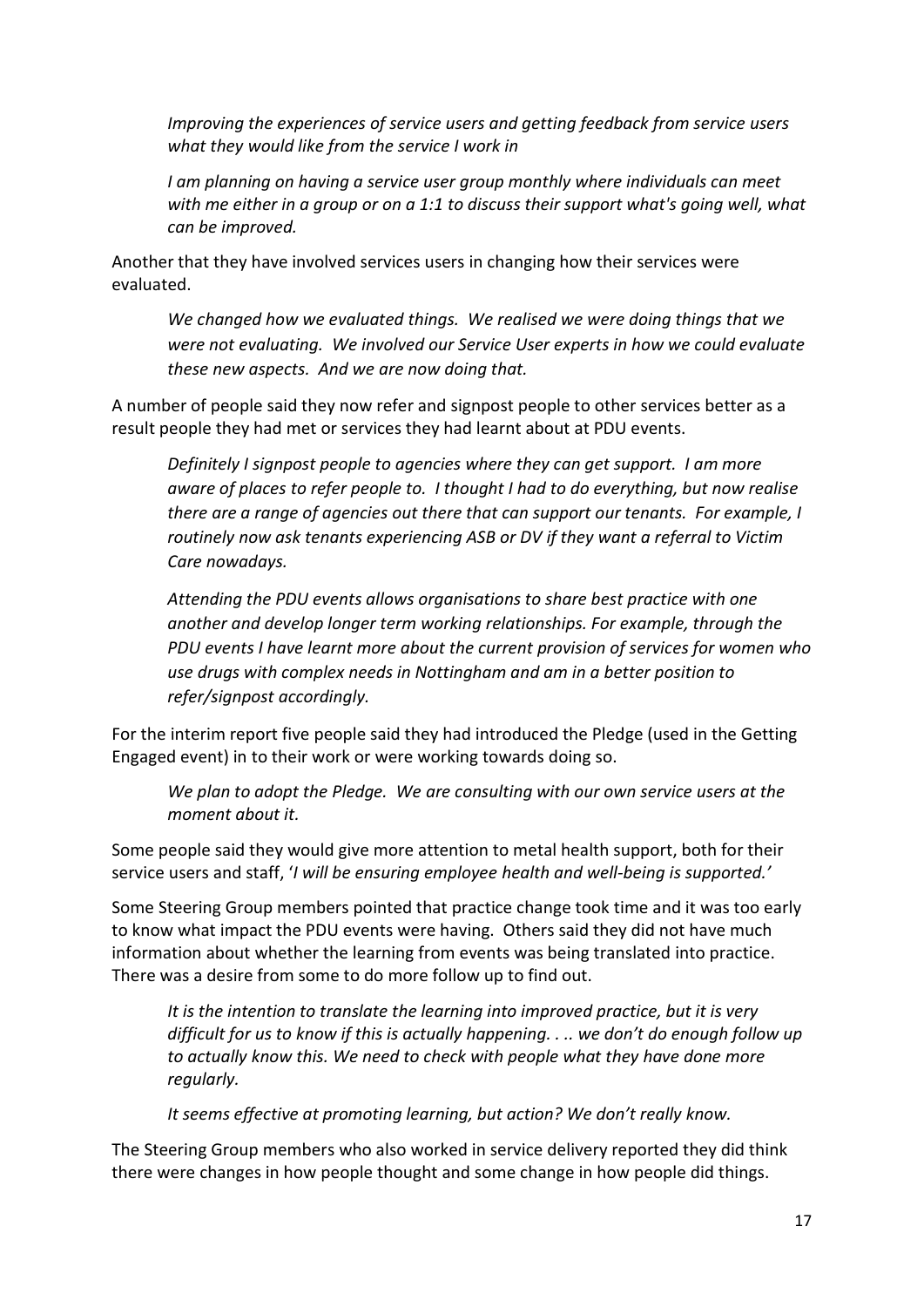*Improving the experiences of service users and getting feedback from service users what they would like from the service I work in*

*I am planning on having a service user group monthly where individuals can meet with me either in a group or on a 1:1 to discuss their support what's going well, what can be improved.*

Another that they have involved services users in changing how their services were evaluated.

*We changed how we evaluated things. We realised we were doing things that we were not evaluating. We involved our Service User experts in how we could evaluate these new aspects. And we are now doing that.*

A number of people said they now refer and signpost people to other services better as a result people they had met or services they had learnt about at PDU events.

*Definitely I signpost people to agencies where they can get support. I am more aware of places to refer people to. I thought I had to do everything, but now realise there are a range of agencies out there that can support our tenants. For example, I routinely now ask tenants experiencing ASB or DV if they want a referral to Victim Care nowadays.*

*Attending the PDU events allows organisations to share best practice with one another and develop longer term working relationships. For example, through the PDU events I have learnt more about the current provision of services for women who use drugs with complex needs in Nottingham and am in a better position to refer/signpost accordingly.*

For the interim report five people said they had introduced the Pledge (used in the Getting Engaged event) in to their work or were working towards doing so.

*We plan to adopt the Pledge. We are consulting with our own service users at the moment about it.*

Some people said they would give more attention to metal health support, both for their service users and staff, '*I will be ensuring employee health and well-being is supported.'*

Some Steering Group members pointed that practice change took time and it was too early to know what impact the PDU events were having. Others said they did not have much information about whether the learning from events was being translated into practice. There was a desire from some to do more follow up to find out.

*It is the intention to translate the learning into improved practice, but it is very difficult for us to know if this is actually happening. . .. we don't do enough follow up to actually know this. We need to check with people what they have done more regularly.*

*It seems effective at promoting learning, but action? We don't really know.*

The Steering Group members who also worked in service delivery reported they did think there were changes in how people thought and some change in how people did things.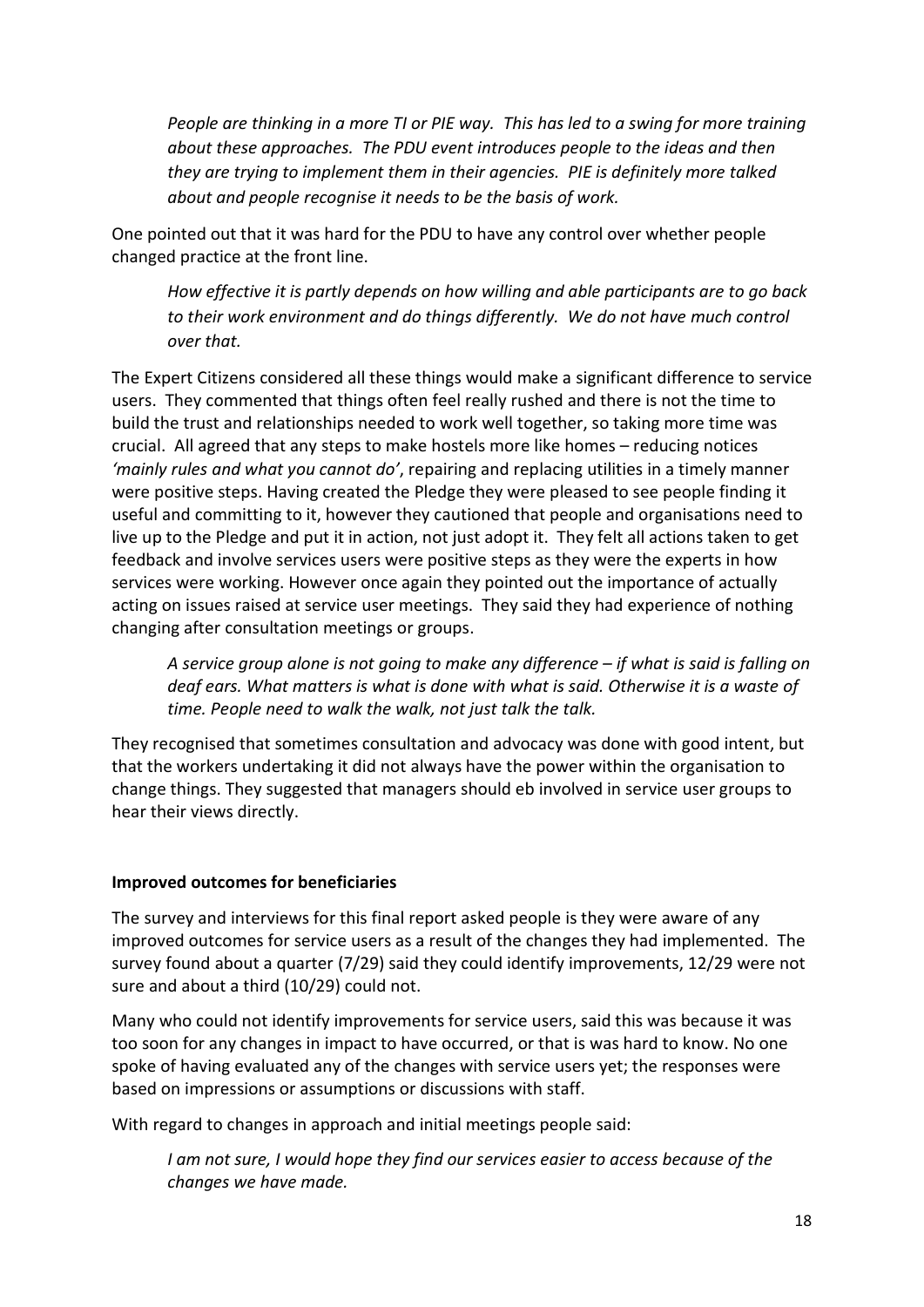*People are thinking in a more TI or PIE way. This has led to a swing for more training about these approaches. The PDU event introduces people to the ideas and then they are trying to implement them in their agencies. PIE is definitely more talked about and people recognise it needs to be the basis of work.*

One pointed out that it was hard for the PDU to have any control over whether people changed practice at the front line.

*How effective it is partly depends on how willing and able participants are to go back to their work environment and do things differently. We do not have much control over that.*

The Expert Citizens considered all these things would make a significant difference to service users. They commented that things often feel really rushed and there is not the time to build the trust and relationships needed to work well together, so taking more time was crucial. All agreed that any steps to make hostels more like homes – reducing notices *'mainly rules and what you cannot do'*, repairing and replacing utilities in a timely manner were positive steps. Having created the Pledge they were pleased to see people finding it useful and committing to it, however they cautioned that people and organisations need to live up to the Pledge and put it in action, not just adopt it. They felt all actions taken to get feedback and involve services users were positive steps as they were the experts in how services were working. However once again they pointed out the importance of actually acting on issues raised at service user meetings. They said they had experience of nothing changing after consultation meetings or groups.

*A service group alone is not going to make any difference – if what is said is falling on deaf ears. What matters is what is done with what is said. Otherwise it is a waste of time. People need to walk the walk, not just talk the talk.*

They recognised that sometimes consultation and advocacy was done with good intent, but that the workers undertaking it did not always have the power within the organisation to change things. They suggested that managers should eb involved in service user groups to hear their views directly.

**Improved outcomes for beneficiaries**

The survey and interviews for this final report asked people is they were aware of any improved outcomes for service users as a result of the changes they had implemented. The survey found about a quarter (7/29) said they could identify improvements, 12/29 were not sure and about a third (10/29) could not.

Many who could not identify improvements for service users, said this was because it was too soon for any changes in impact to have occurred, or that is was hard to know. No one spoke of having evaluated any of the changes with service users yet; the responses were based on impressions or assumptions or discussions with staff.

With regard to changes in approach and initial meetings people said:

*I am not sure, I would hope they find our services easier to access because of the changes we have made.*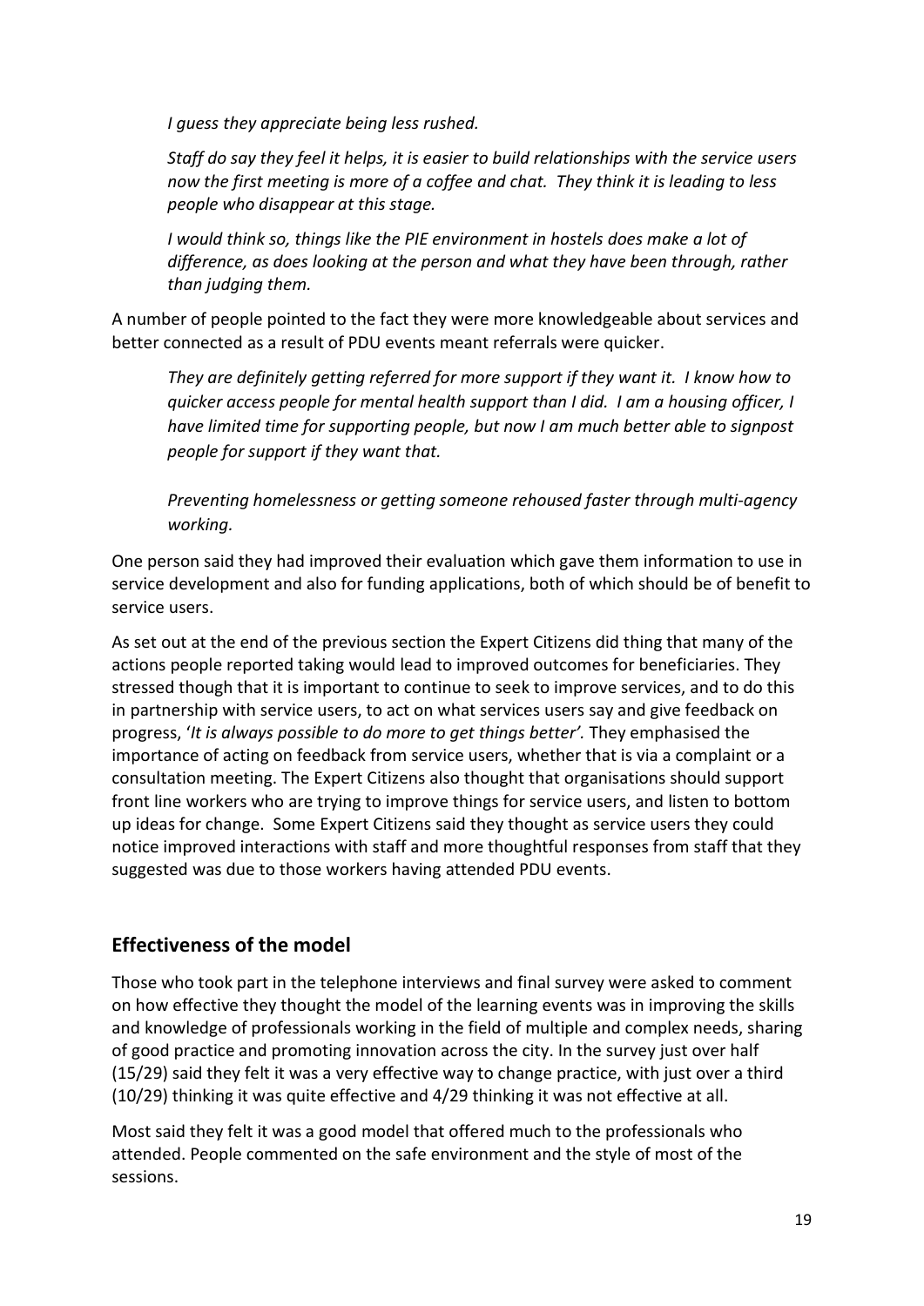*I guess they appreciate being less rushed.*

*Staff do say they feel it helps, it is easier to build relationships with the service users now the first meeting is more of a coffee and chat. They think it is leading to less people who disappear at this stage.*

*I would think so, things like the PIE environment in hostels does make a lot of difference, as does looking at the person and what they have been through, rather than judging them.*

A number of people pointed to the fact they were more knowledgeable about services and better connected as a result of PDU events meant referrals were quicker.

*They are definitely getting referred for more support if they want it. I know how to quicker access people for mental health support than I did. I am a housing officer, I have limited time for supporting people, but now I am much better able to signpost people for support if they want that.*

*Preventing homelessness or getting someone rehoused faster through multi-agency working.*

One person said they had improved their evaluation which gave them information to use in service development and also for funding applications, both of which should be of benefit to service users.

As set out at the end of the previous section the Expert Citizens did thing that many of the actions people reported taking would lead to improved outcomes for beneficiaries. They stressed though that it is important to continue to seek to improve services, and to do this in partnership with service users, to act on what services users say and give feedback on progress, '*It is always possible to do more to get things better'.* They emphasised the importance of acting on feedback from service users, whether that is via a complaint or a consultation meeting. The Expert Citizens also thought that organisations should support front line workers who are trying to improve things for service users, and listen to bottom up ideas for change. Some Expert Citizens said they thought as service users they could notice improved interactions with staff and more thoughtful responses from staff that they suggested was due to those workers having attended PDU events.

## Effectiveness of the model

Those who took part in the telephone interviews and final survey were asked to comment on how effective they thought the model of the learning events was in improving the skills and knowledge of professionals working in the field of multiple and complex needs, sharing of good practice and promoting innovation across the city. In the survey just over half (15/29) said they felt it was a very effective way to change practice, with just over a third (10/29) thinking it was quite effective and 4/29 thinking it was not effective at all.

Most said they felt it was a good model that offered much to the professionals who attended. People commented on the safe environment and the style of most of the sessions.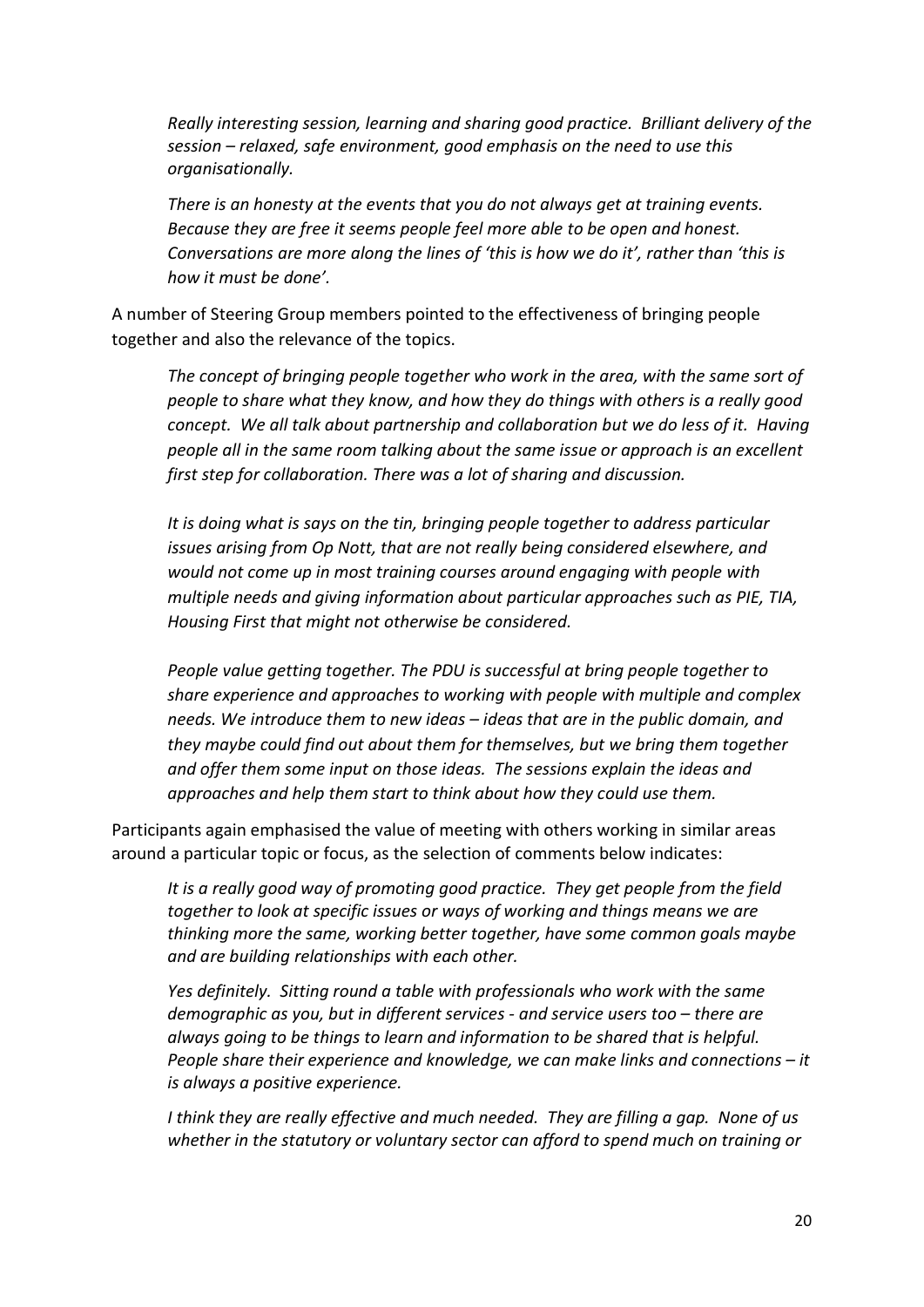*Really interesting session, learning and sharing good practice. Brilliant delivery of the session – relaxed, safe environment, good emphasis on the need to use this organisationally.*

*There is an honesty at the events that you do not always get at training events. Because they are free it seems people feel more able to be open and honest. Conversations are more along the lines of 'this is how we do it', rather than 'this is how it must be done'.*

A number of Steering Group members pointed to the effectiveness of bringing people together and also the relevance of the topics.

*The concept of bringing people together who work in the area, with the same sort of people to share what they know, and how they do things with others is a really good concept. We all talk about partnership and collaboration but we do less of it. Having people all in the same room talking about the same issue or approach is an excellent first step for collaboration. There was a lot of sharing and discussion.*

*It is doing what is says on the tin, bringing people together to address particular issues arising from Op Nott, that are not really being considered elsewhere, and would not come up in most training courses around engaging with people with multiple needs and giving information about particular approaches such as PIE, TIA, Housing First that might not otherwise be considered.*

*People value getting together. The PDU is successful at bring people together to share experience and approaches to working with people with multiple and complex needs. We introduce them to new ideas – ideas that are in the public domain, and they maybe could find out about them for themselves, but we bring them together and offer them some input on those ideas. The sessions explain the ideas and approaches and help them start to think about how they could use them.*

Participants again emphasised the value of meeting with others working in similar areas around a particular topic or focus, as the selection of comments below indicates:

*It is a really good way of promoting good practice. They get people from the field together to look at specific issues or ways of working and things means we are thinking more the same, working better together, have some common goals maybe and are building relationships with each other.*

*Yes definitely. Sitting round a table with professionals who work with the same demographic as you, but in different services - and service users too – there are always going to be things to learn and information to be shared that is helpful. People share their experience and knowledge, we can make links and connections – it is always a positive experience.*

*I think they are really effective and much needed. They are filling a gap. None of us whether in the statutory or voluntary sector can afford to spend much on training or*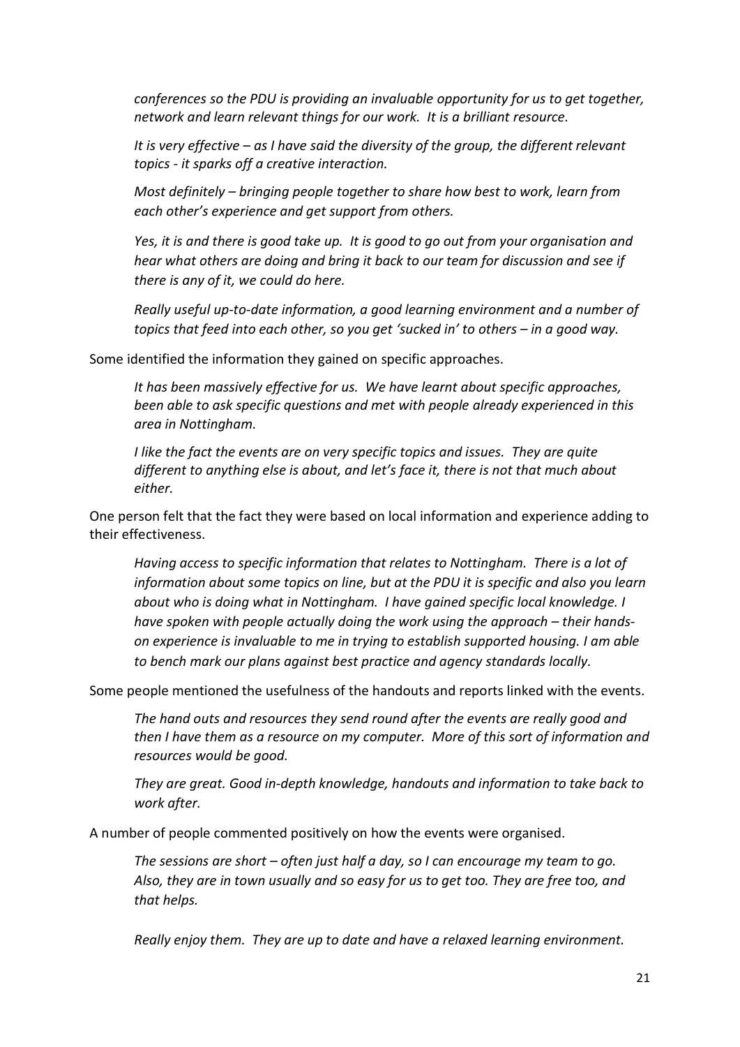*conferences so the PDU is providing an invaluable opportunity for us to get together, network and learn relevant things for our work. It is a brilliant resource.*

*It is very effective – as I have said the diversity of the group, the different relevant topics - it sparks off a creative interaction.*

*Most definitely – bringing people together to share how best to work, learn from each other's experience and get support from others.*

*Yes, it is and there is good take up. It is good to go out from your organisation and hear what others are doing and bring it back to our team for discussion and see if there is any of it, we could do here.*

*Really useful up-to-date information, a good learning environment and a number of topics that feed into each other, so you get 'sucked in' to others – in a good way.*

Some identified the information they gained on specific approaches.

*It has been massively effective for us. We have learnt about specific approaches, been able to ask specific questions and met with people already experienced in this area in Nottingham.*

*I like the fact the events are on very specific topics and issues. They are quite different to anything else is about, and let's face it, there is not that much about either.*

One person felt that the fact they were based on local information and experience adding to their effectiveness.

*Having access to specific information that relates to Nottingham. There is a lot of information about some topics on line, but at the PDU it is specific and also you learn about who is doing what in Nottingham. I have gained specific local knowledge. I have spoken with people actually doing the work using the approach – their hands-on experience is invaluable to me in trying to establish supported housing. I am able to bench mark our plans against best practice and agency standards locally.*

Some people mentioned the usefulness of the handouts and reports linked with the events.

*The hand outs and resources they send round after the events are really good and then I have them as a resource on my computer. More of this sort of information and resources would be good.*

*They are great. Good in-depth knowledge, handouts and information to take back to work after.*

A number of people commented positively on how the events were organised.

*The sessions are short – often just half a day, so I can encourage my team to go. Also, they are in town usually and so easy for us to get too. They are free too, and that helps.*

*Really enjoy them. They are up to date and have a relaxed learning environment.*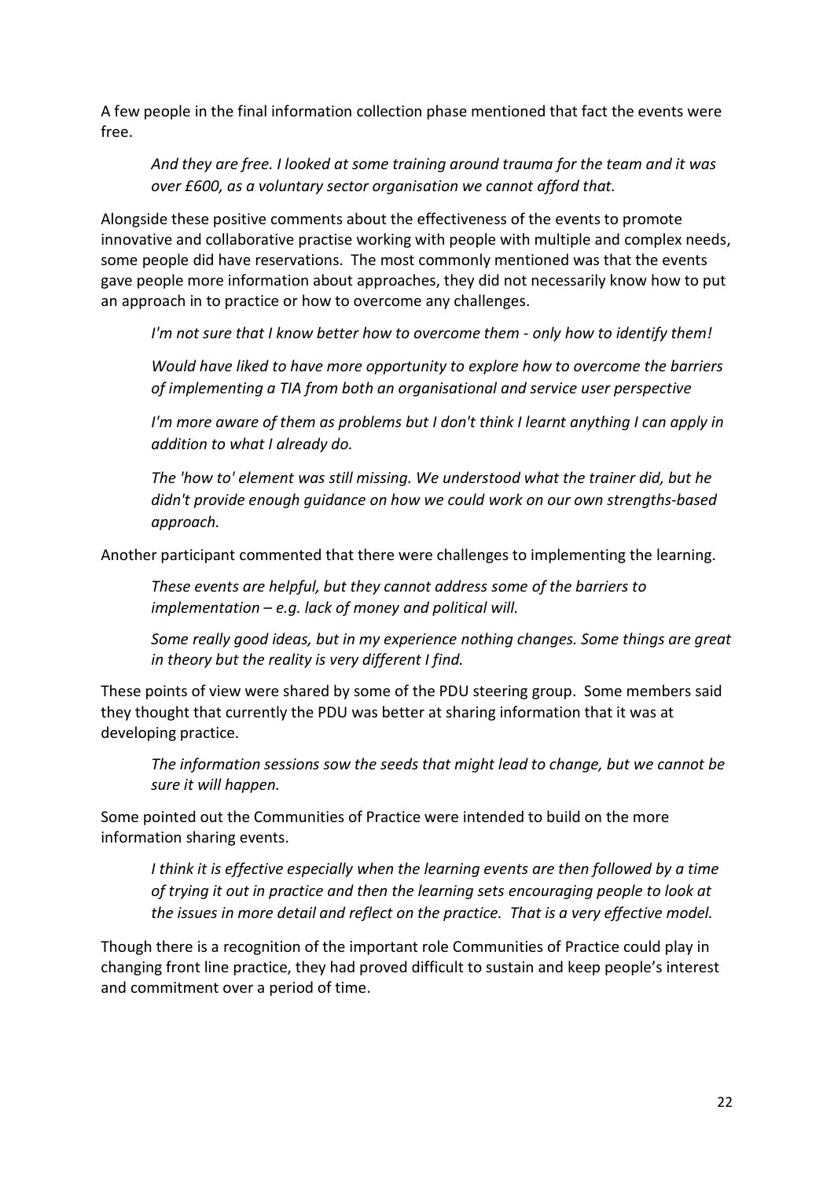A few people in the final information collection phase mentioned that fact the events were free.

> *And they are free. I looked at some training around trauma for the team and it was over £600, as a voluntary sector organisation we cannot afford that.*

Alongside these positive comments about the effectiveness of the events to promote innovative and collaborative practise working with people with multiple and complex needs, some people did have reservations. The most commonly mentioned was that the events gave people more information about approaches, they did not necessarily know how to put an approach in to practice or how to overcome any challenges.

> *I'm not sure that I know better how to overcome them - only how to identify them!*
>
> *Would have liked to have more opportunity to explore how to overcome the barriers of implementing a TIA from both an organisational and service user perspective*
>
> *I'm more aware of them as problems but I don't think I learnt anything I can apply in addition to what I already do.*
>
> *The 'how to' element was still missing. We understood what the trainer did, but he didn't provide enough guidance on how we could work on our own strengths-based approach.*

Another participant commented that there were challenges to implementing the learning.

> *These events are helpful, but they cannot address some of the barriers to implementation – e.g. lack of money and political will.*
>
> *Some really good ideas, but in my experience nothing changes. Some things are great in theory but the reality is very different I find.*

These points of view were shared by some of the PDU steering group. Some members said they thought that currently the PDU was better at sharing information that it was at developing practice.

> *The information sessions sow the seeds that might lead to change, but we cannot be sure it will happen.*

Some pointed out the Communities of Practice were intended to build on the more information sharing events.

> *I think it is effective especially when the learning events are then followed by a time of trying it out in practice and then the learning sets encouraging people to look at the issues in more detail and reflect on the practice. That is a very effective model.*

Though there is a recognition of the important role Communities of Practice could play in changing front line practice, they had proved difficult to sustain and keep people's interest and commitment over a period of time.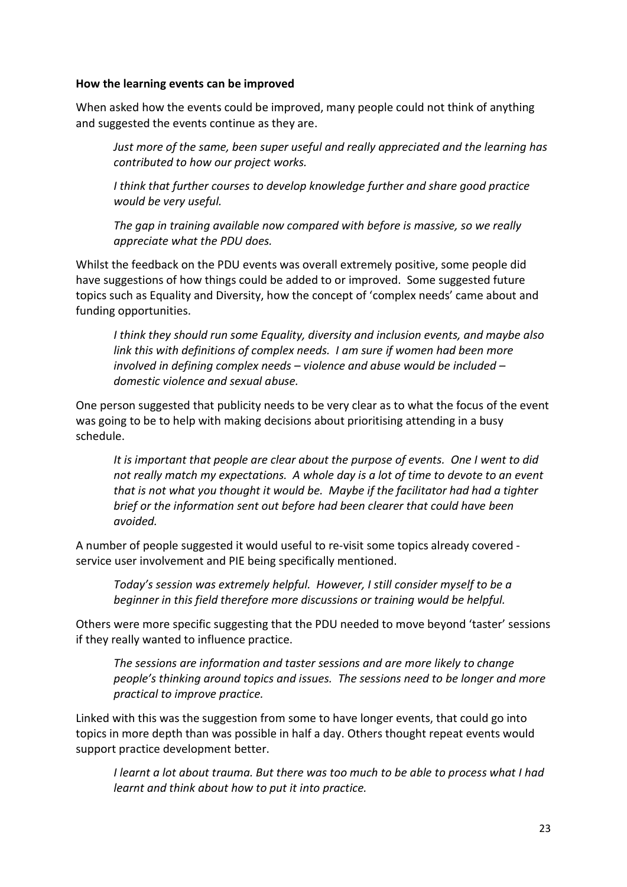**How the learning events can be improved**

When asked how the events could be improved, many people could not think of anything and suggested the events continue as they are.

> *Just more of the same, been super useful and really appreciated and the learning has contributed to how our project works.*
>
> *I think that further courses to develop knowledge further and share good practice would be very useful.*
>
> *The gap in training available now compared with before is massive, so we really appreciate what the PDU does.*

Whilst the feedback on the PDU events was overall extremely positive, some people did have suggestions of how things could be added to or improved. Some suggested future topics such as Equality and Diversity, how the concept of 'complex needs' came about and funding opportunities.

> *I think they should run some Equality, diversity and inclusion events, and maybe also link this with definitions of complex needs. I am sure if women had been more involved in defining complex needs – violence and abuse would be included – domestic violence and sexual abuse.*

One person suggested that publicity needs to be very clear as to what the focus of the event was going to be to help with making decisions about prioritising attending in a busy schedule.

> *It is important that people are clear about the purpose of events. One I went to did not really match my expectations. A whole day is a lot of time to devote to an event that is not what you thought it would be. Maybe if the facilitator had had a tighter brief or the information sent out before had been clearer that could have been avoided.*

A number of people suggested it would useful to re-visit some topics already covered - service user involvement and PIE being specifically mentioned.

> *Today's session was extremely helpful. However, I still consider myself to be a beginner in this field therefore more discussions or training would be helpful.*

Others were more specific suggesting that the PDU needed to move beyond 'taster' sessions if they really wanted to influence practice.

> *The sessions are information and taster sessions and are more likely to change people's thinking around topics and issues. The sessions need to be longer and more practical to improve practice.*

Linked with this was the suggestion from some to have longer events, that could go into topics in more depth than was possible in half a day. Others thought repeat events would support practice development better.

> *I learnt a lot about trauma. But there was too much to be able to process what I had learnt and think about how to put it into practice.*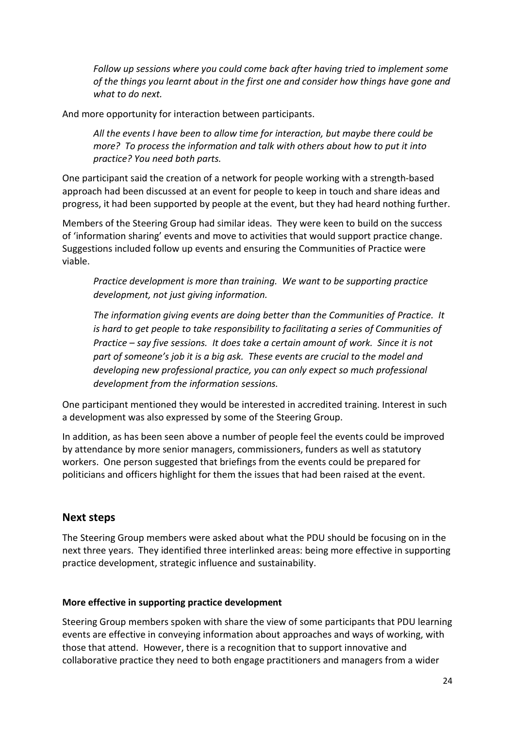*Follow up sessions where you could come back after having tried to implement some of the things you learnt about in the first one and consider how things have gone and what to do next.*

And more opportunity for interaction between participants.

*All the events I have been to allow time for interaction, but maybe there could be more? To process the information and talk with others about how to put it into practice? You need both parts.*

One participant said the creation of a network for people working with a strength-based approach had been discussed at an event for people to keep in touch and share ideas and progress, it had been supported by people at the event, but they had heard nothing further.

Members of the Steering Group had similar ideas. They were keen to build on the success of 'information sharing' events and move to activities that would support practice change. Suggestions included follow up events and ensuring the Communities of Practice were viable.

*Practice development is more than training. We want to be supporting practice development, not just giving information.*

*The information giving events are doing better than the Communities of Practice. It is hard to get people to take responsibility to facilitating a series of Communities of Practice – say five sessions. It does take a certain amount of work. Since it is not part of someone's job it is a big ask. These events are crucial to the model and developing new professional practice, you can only expect so much professional development from the information sessions.*

One participant mentioned they would be interested in accredited training. Interest in such a development was also expressed by some of the Steering Group.

In addition, as has been seen above a number of people feel the events could be improved by attendance by more senior managers, commissioners, funders as well as statutory workers. One person suggested that briefings from the events could be prepared for politicians and officers highlight for them the issues that had been raised at the event.

## Next steps

The Steering Group members were asked about what the PDU should be focusing on in the next three years. They identified three interlinked areas: being more effective in supporting practice development, strategic influence and sustainability.

### More effective in supporting practice development

Steering Group members spoken with share the view of some participants that PDU learning events are effective in conveying information about approaches and ways of working, with those that attend. However, there is a recognition that to support innovative and collaborative practice they need to both engage practitioners and managers from a wider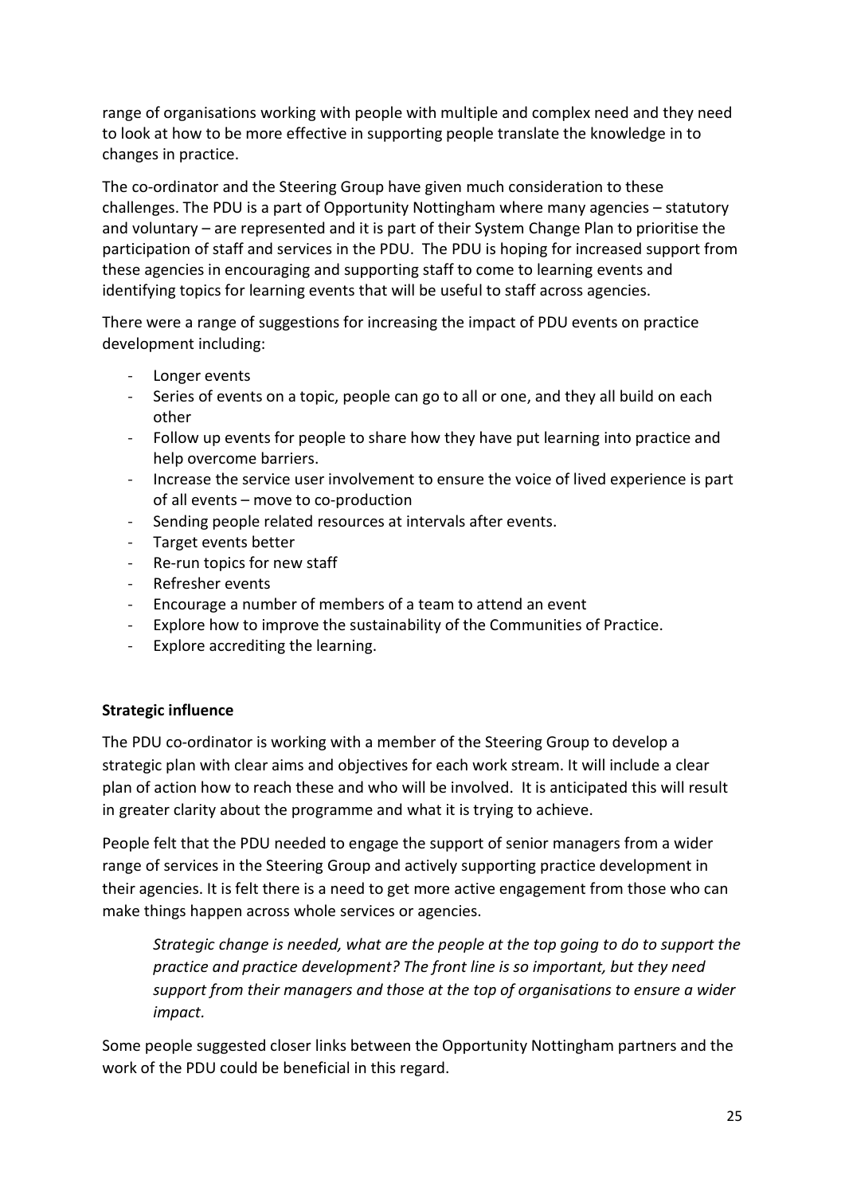range of organisations working with people with multiple and complex need and they need to look at how to be more effective in supporting people translate the knowledge in to changes in practice.

The co-ordinator and the Steering Group have given much consideration to these challenges. The PDU is a part of Opportunity Nottingham where many agencies – statutory and voluntary – are represented and it is part of their System Change Plan to prioritise the participation of staff and services in the PDU. The PDU is hoping for increased support from these agencies in encouraging and supporting staff to come to learning events and identifying topics for learning events that will be useful to staff across agencies.

There were a range of suggestions for increasing the impact of PDU events on practice development including:

- Longer events
- Series of events on a topic, people can go to all or one, and they all build on each other
- Follow up events for people to share how they have put learning into practice and help overcome barriers.
- Increase the service user involvement to ensure the voice of lived experience is part of all events – move to co-production
- Sending people related resources at intervals after events.
- Target events better
- Re-run topics for new staff
- Refresher events
- Encourage a number of members of a team to attend an event
- Explore how to improve the sustainability of the Communities of Practice.
- Explore accrediting the learning.

**Strategic influence**

The PDU co-ordinator is working with a member of the Steering Group to develop a strategic plan with clear aims and objectives for each work stream. It will include a clear plan of action how to reach these and who will be involved. It is anticipated this will result in greater clarity about the programme and what it is trying to achieve.

People felt that the PDU needed to engage the support of senior managers from a wider range of services in the Steering Group and actively supporting practice development in their agencies. It is felt there is a need to get more active engagement from those who can make things happen across whole services or agencies.

> *Strategic change is needed, what are the people at the top going to do to support the practice and practice development? The front line is so important, but they need support from their managers and those at the top of organisations to ensure a wider impact.*

Some people suggested closer links between the Opportunity Nottingham partners and the work of the PDU could be beneficial in this regard.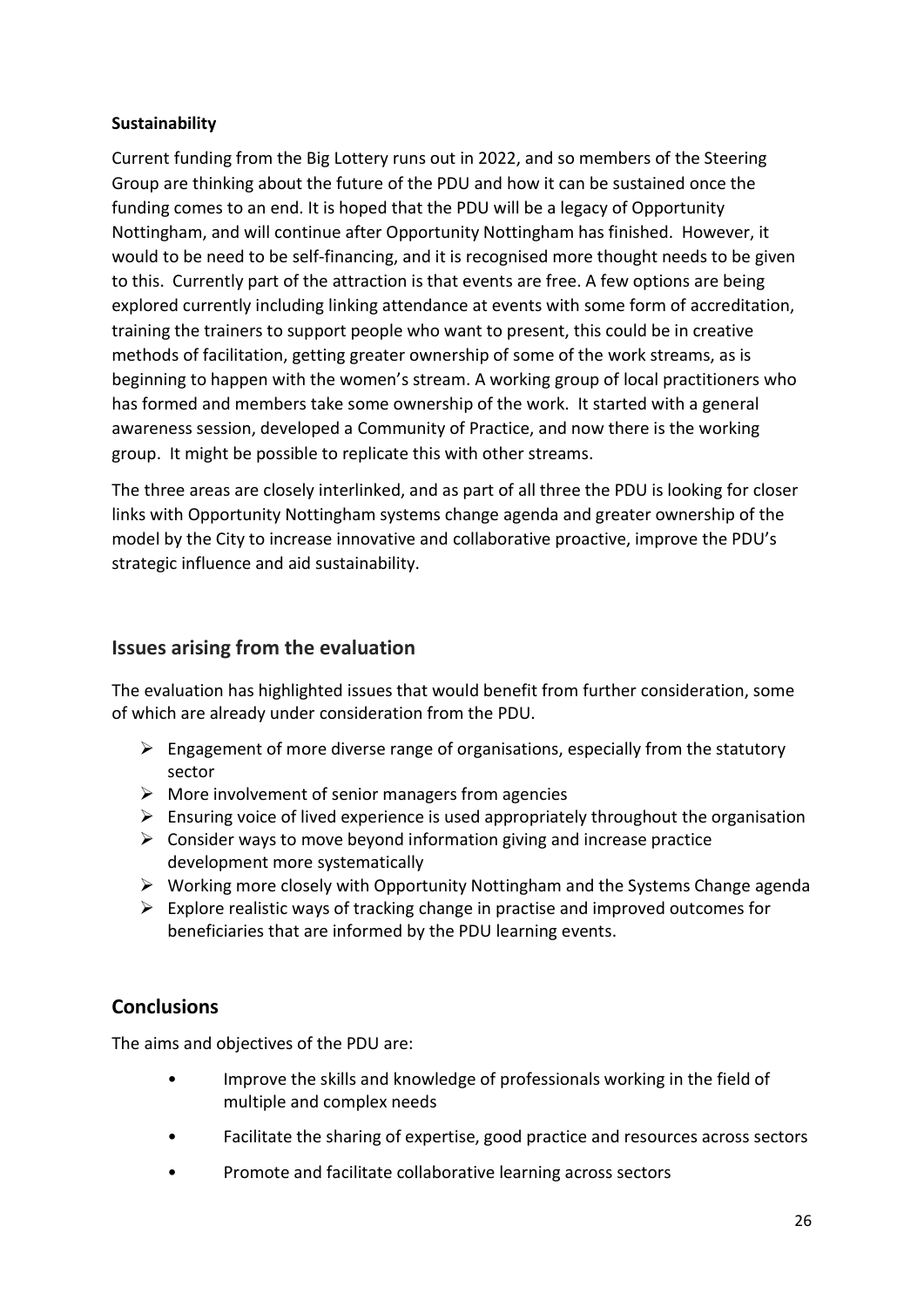**Sustainability**

Current funding from the Big Lottery runs out in 2022, and so members of the Steering Group are thinking about the future of the PDU and how it can be sustained once the funding comes to an end. It is hoped that the PDU will be a legacy of Opportunity Nottingham, and will continue after Opportunity Nottingham has finished. However, it would to be need to be self-financing, and it is recognised more thought needs to be given to this. Currently part of the attraction is that events are free. A few options are being explored currently including linking attendance at events with some form of accreditation, training the trainers to support people who want to present, this could be in creative methods of facilitation, getting greater ownership of some of the work streams, as is beginning to happen with the women's stream. A working group of local practitioners who has formed and members take some ownership of the work. It started with a general awareness session, developed a Community of Practice, and now there is the working group. It might be possible to replicate this with other streams.

The three areas are closely interlinked, and as part of all three the PDU is looking for closer links with Opportunity Nottingham systems change agenda and greater ownership of the model by the City to increase innovative and collaborative proactive, improve the PDU's strategic influence and aid sustainability.

## Issues arising from the evaluation

The evaluation has highlighted issues that would benefit from further consideration, some of which are already under consideration from the PDU.

- Engagement of more diverse range of organisations, especially from the statutory sector
- More involvement of senior managers from agencies
- Ensuring voice of lived experience is used appropriately throughout the organisation
- Consider ways to move beyond information giving and increase practice development more systematically
- Working more closely with Opportunity Nottingham and the Systems Change agenda
- Explore realistic ways of tracking change in practise and improved outcomes for beneficiaries that are informed by the PDU learning events.

## Conclusions

The aims and objectives of the PDU are:

- Improve the skills and knowledge of professionals working in the field of multiple and complex needs
- Facilitate the sharing of expertise, good practice and resources across sectors
- Promote and facilitate collaborative learning across sectors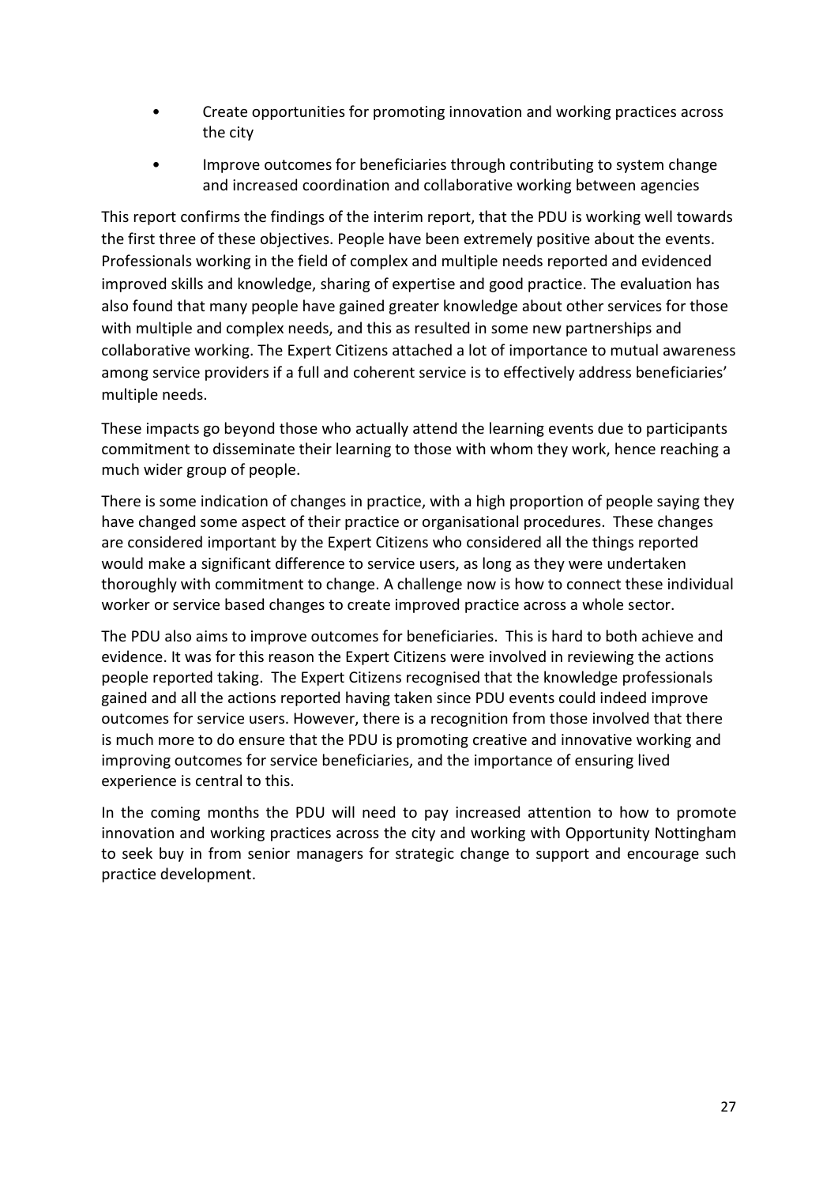- Create opportunities for promoting innovation and working practices across the city
- Improve outcomes for beneficiaries through contributing to system change and increased coordination and collaborative working between agencies

This report confirms the findings of the interim report, that the PDU is working well towards the first three of these objectives. People have been extremely positive about the events. Professionals working in the field of complex and multiple needs reported and evidenced improved skills and knowledge, sharing of expertise and good practice. The evaluation has also found that many people have gained greater knowledge about other services for those with multiple and complex needs, and this as resulted in some new partnerships and collaborative working. The Expert Citizens attached a lot of importance to mutual awareness among service providers if a full and coherent service is to effectively address beneficiaries' multiple needs.

These impacts go beyond those who actually attend the learning events due to participants commitment to disseminate their learning to those with whom they work, hence reaching a much wider group of people.

There is some indication of changes in practice, with a high proportion of people saying they have changed some aspect of their practice or organisational procedures. These changes are considered important by the Expert Citizens who considered all the things reported would make a significant difference to service users, as long as they were undertaken thoroughly with commitment to change. A challenge now is how to connect these individual worker or service based changes to create improved practice across a whole sector.

The PDU also aims to improve outcomes for beneficiaries. This is hard to both achieve and evidence. It was for this reason the Expert Citizens were involved in reviewing the actions people reported taking. The Expert Citizens recognised that the knowledge professionals gained and all the actions reported having taken since PDU events could indeed improve outcomes for service users. However, there is a recognition from those involved that there is much more to do ensure that the PDU is promoting creative and innovative working and improving outcomes for service beneficiaries, and the importance of ensuring lived experience is central to this.

In the coming months the PDU will need to pay increased attention to how to promote innovation and working practices across the city and working with Opportunity Nottingham to seek buy in from senior managers for strategic change to support and encourage such practice development.